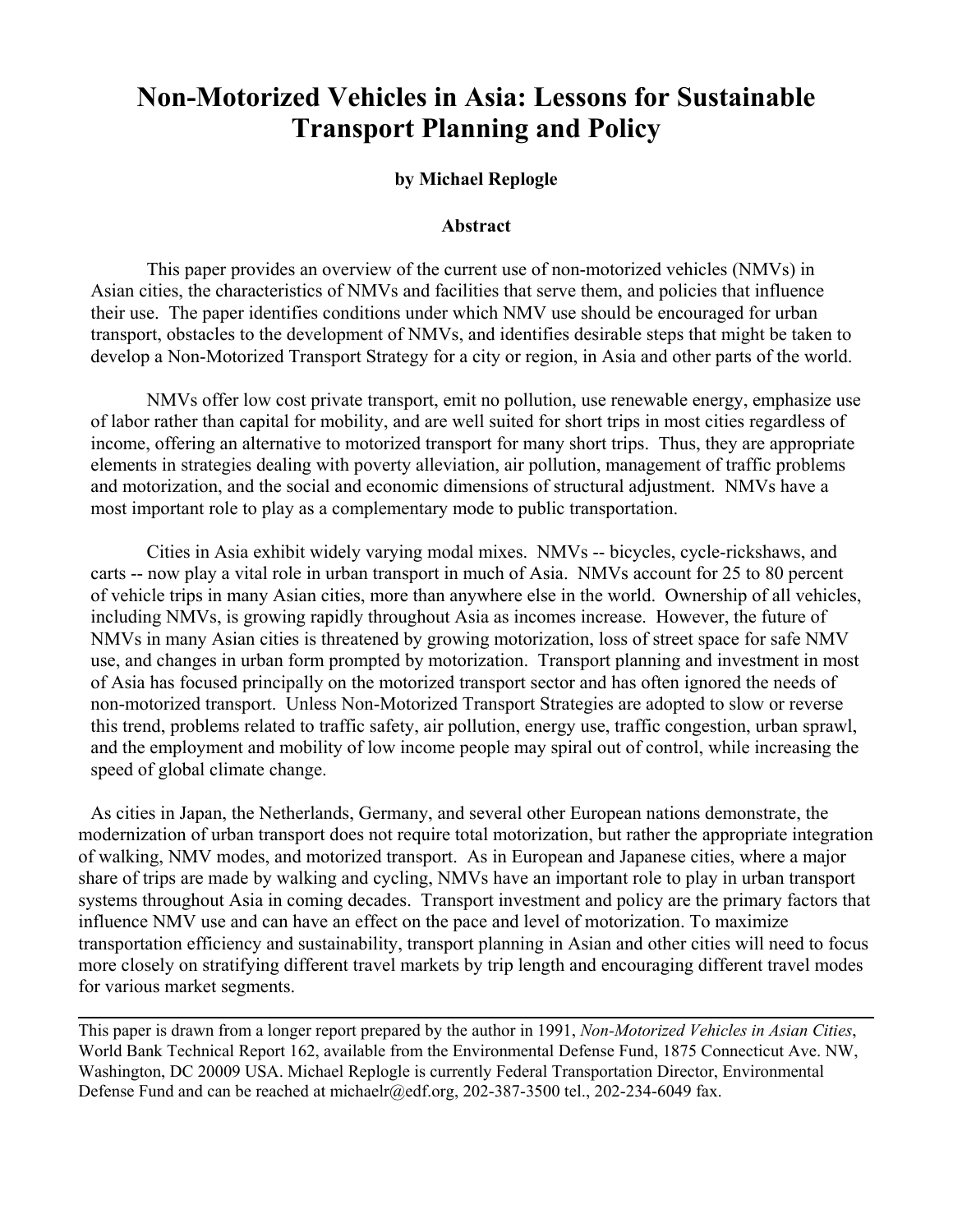# Non-Motorized Vehicles in Asia: Lessons for Sustainable Transport Planning and Policy

**by Michael Replogle**

**Abstract**

This paper provides an overview of the current use of non-motorized vehicles (NMVs) in Asian cities, the characteristics of NMVs and facilities that serve them, and policies that influence their use. The paper identifies conditions under which NMV use should be encouraged for urban transport, obstacles to the development of NMVs, and identifies desirable steps that might be taken to develop a Non-Motorized Transport Strategy for a city or region, in Asia and other parts of the world.

NMVs offer low cost private transport, emit no pollution, use renewable energy, emphasize use of labor rather than capital for mobility, and are well suited for short trips in most cities regardless of income, offering an alternative to motorized transport for many short trips. Thus, they are appropriate elements in strategies dealing with poverty alleviation, air pollution, management of traffic problems and motorization, and the social and economic dimensions of structural adjustment. NMVs have a most important role to play as a complementary mode to public transportation.

Cities in Asia exhibit widely varying modal mixes. NMVs -- bicycles, cycle-rickshaws, and carts -- now play a vital role in urban transport in much of Asia. NMVs account for 25 to 80 percent of vehicle trips in many Asian cities, more than anywhere else in the world. Ownership of all vehicles, including NMVs, is growing rapidly throughout Asia as incomes increase. However, the future of NMVs in many Asian cities is threatened by growing motorization, loss of street space for safe NMV use, and changes in urban form prompted by motorization. Transport planning and investment in most of Asia has focused principally on the motorized transport sector and has often ignored the needs of non-motorized transport. Unless Non-Motorized Transport Strategies are adopted to slow or reverse this trend, problems related to traffic safety, air pollution, energy use, traffic congestion, urban sprawl, and the employment and mobility of low income people may spiral out of control, while increasing the speed of global climate change.

As cities in Japan, the Netherlands, Germany, and several other European nations demonstrate, the modernization of urban transport does not require total motorization, but rather the appropriate integration of walking, NMV modes, and motorized transport. As in European and Japanese cities, where a major share of trips are made by walking and cycling, NMVs have an important role to play in urban transport systems throughout Asia in coming decades. Transport investment and policy are the primary factors that influence NMV use and can have an effect on the pace and level of motorization. To maximize transportation efficiency and sustainability, transport planning in Asian and other cities will need to focus more closely on stratifying different travel markets by trip length and encouraging different travel modes for various market segments.

---

This paper is drawn from a longer report prepared by the author in 1991, *Non-Motorized Vehicles in Asian Cities*, World Bank Technical Report 162, available from the Environmental Defense Fund, 1875 Connecticut Ave. NW, Washington, DC 20009 USA. Michael Replogle is currently Federal Transportation Director, Environmental Defense Fund and can be reached at michaelr@edf.org, 202-387-3500 tel., 202-234-6049 fax.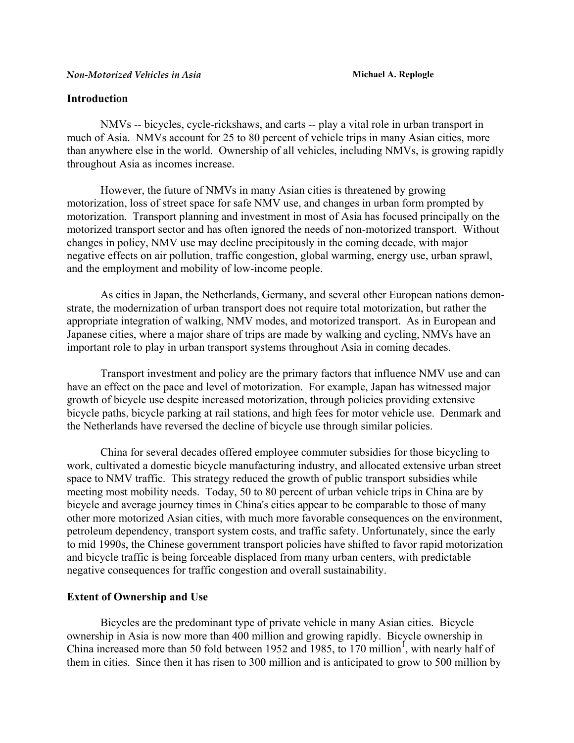## Introduction

NMVs -- bicycles, cycle-rickshaws, and carts -- play a vital role in urban transport in much of Asia. NMVs account for 25 to 80 percent of vehicle trips in many Asian cities, more than anywhere else in the world. Ownership of all vehicles, including NMVs, is growing rapidly throughout Asia as incomes increase.

However, the future of NMVs in many Asian cities is threatened by growing motorization, loss of street space for safe NMV use, and changes in urban form prompted by motorization. Transport planning and investment in most of Asia has focused principally on the motorized transport sector and has often ignored the needs of non-motorized transport. Without changes in policy, NMV use may decline precipitously in the coming decade, with major negative effects on air pollution, traffic congestion, global warming, energy use, urban sprawl, and the employment and mobility of low-income people.

As cities in Japan, the Netherlands, Germany, and several other European nations demonstrate, the modernization of urban transport does not require total motorization, but rather the appropriate integration of walking, NMV modes, and motorized transport. As in European and Japanese cities, where a major share of trips are made by walking and cycling, NMVs have an important role to play in urban transport systems throughout Asia in coming decades.

Transport investment and policy are the primary factors that influence NMV use and can have an effect on the pace and level of motorization. For example, Japan has witnessed major growth of bicycle use despite increased motorization, through policies providing extensive bicycle paths, bicycle parking at rail stations, and high fees for motor vehicle use. Denmark and the Netherlands have reversed the decline of bicycle use through similar policies.

China for several decades offered employee commuter subsidies for those bicycling to work, cultivated a domestic bicycle manufacturing industry, and allocated extensive urban street space to NMV traffic. This strategy reduced the growth of public transport subsidies while meeting most mobility needs. Today, 50 to 80 percent of urban vehicle trips in China are by bicycle and average journey times in China's cities appear to be comparable to those of many other more motorized Asian cities, with much more favorable consequences on the environment, petroleum dependency, transport system costs, and traffic safety. Unfortunately, since the early to mid 1990s, the Chinese government transport policies have shifted to favor rapid motorization and bicycle traffic is being forceable displaced from many urban centers, with predictable negative consequences for traffic congestion and overall sustainability.

## Extent of Ownership and Use

Bicycles are the predominant type of private vehicle in many Asian cities. Bicycle ownership in Asia is now more than 400 million and growing rapidly. Bicycle ownership in China increased more than 50 fold between 1952 and 1985, to 170 million[1], with nearly half of them in cities. Since then it has risen to 300 million and is anticipated to grow to 500 million by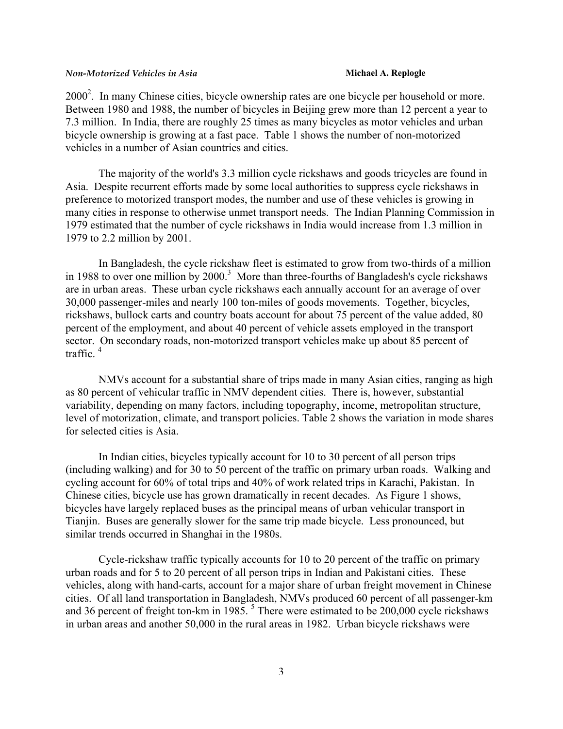2000[2]. In many Chinese cities, bicycle ownership rates are one bicycle per household or more. Between 1980 and 1988, the number of bicycles in Beijing grew more than 12 percent a year to 7.3 million. In India, there are roughly 25 times as many bicycles as motor vehicles and urban bicycle ownership is growing at a fast pace. Table 1 shows the number of non-motorized vehicles in a number of Asian countries and cities.

The majority of the world's 3.3 million cycle rickshaws and goods tricycles are found in Asia. Despite recurrent efforts made by some local authorities to suppress cycle rickshaws in preference to motorized transport modes, the number and use of these vehicles is growing in many cities in response to otherwise unmet transport needs. The Indian Planning Commission in 1979 estimated that the number of cycle rickshaws in India would increase from 1.3 million in 1979 to 2.2 million by 2001.

In Bangladesh, the cycle rickshaw fleet is estimated to grow from two-thirds of a million in 1988 to over one million by 2000.[3] More than three-fourths of Bangladesh's cycle rickshaws are in urban areas. These urban cycle rickshaws each annually account for an average of over 30,000 passenger-miles and nearly 100 ton-miles of goods movements. Together, bicycles, rickshaws, bullock carts and country boats account for about 75 percent of the value added, 80 percent of the employment, and about 40 percent of vehicle assets employed in the transport sector. On secondary roads, non-motorized transport vehicles make up about 85 percent of traffic. [4]

NMVs account for a substantial share of trips made in many Asian cities, ranging as high as 80 percent of vehicular traffic in NMV dependent cities. There is, however, substantial variability, depending on many factors, including topography, income, metropolitan structure, level of motorization, climate, and transport policies. Table 2 shows the variation in mode shares for selected cities is Asia.

In Indian cities, bicycles typically account for 10 to 30 percent of all person trips (including walking) and for 30 to 50 percent of the traffic on primary urban roads. Walking and cycling account for 60% of total trips and 40% of work related trips in Karachi, Pakistan. In Chinese cities, bicycle use has grown dramatically in recent decades. As Figure 1 shows, bicycles have largely replaced buses as the principal means of urban vehicular transport in Tianjin. Buses are generally slower for the same trip made bicycle. Less pronounced, but similar trends occurred in Shanghai in the 1980s.

Cycle-rickshaw traffic typically accounts for 10 to 20 percent of the traffic on primary urban roads and for 5 to 20 percent of all person trips in Indian and Pakistani cities. These vehicles, along with hand-carts, account for a major share of urban freight movement in Chinese cities. Of all land transportation in Bangladesh, NMVs produced 60 percent of all passenger-km and 36 percent of freight ton-km in 1985. [5] There were estimated to be 200,000 cycle rickshaws in urban areas and another 50,000 in the rural areas in 1982. Urban bicycle rickshaws were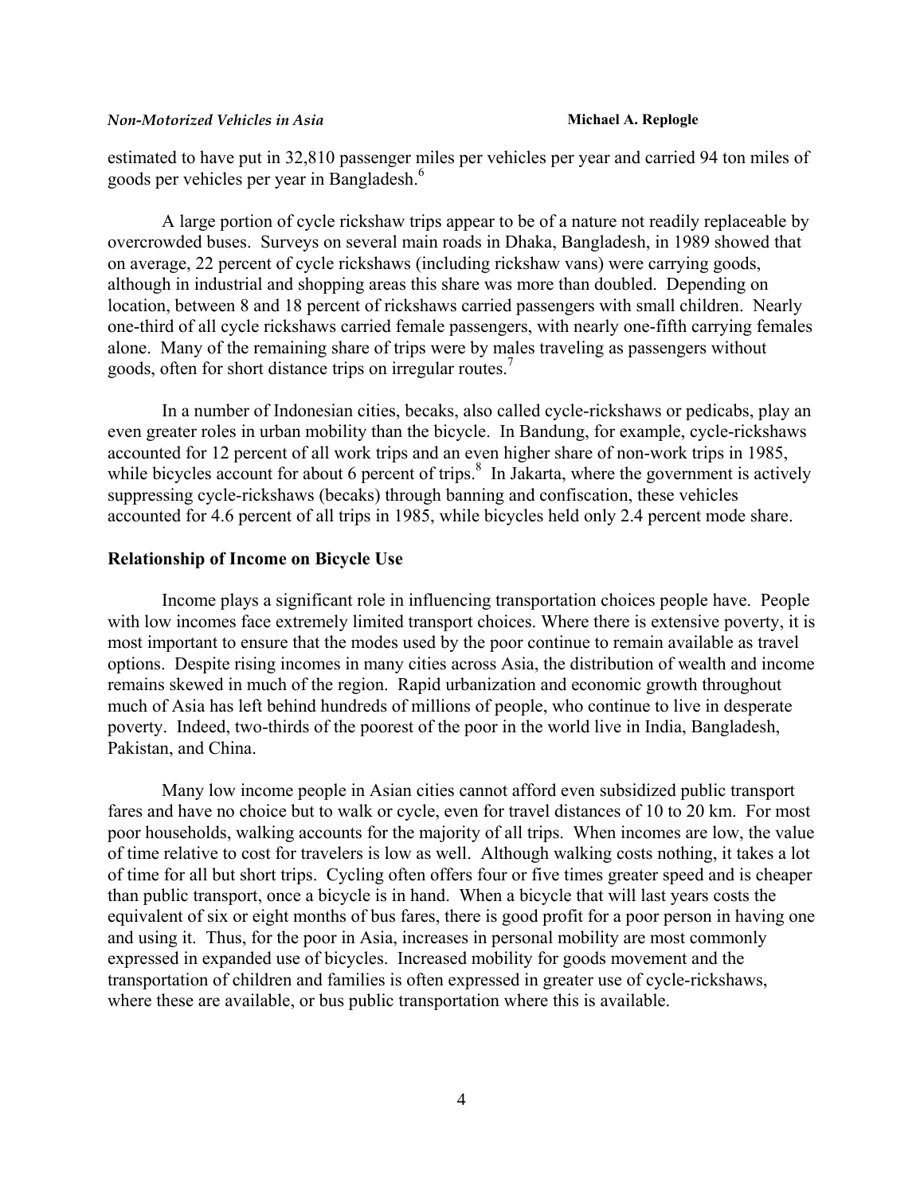estimated to have put in 32,810 passenger miles per vehicles per year and carried 94 ton miles of goods per vehicles per year in Bangladesh.[6]

A large portion of cycle rickshaw trips appear to be of a nature not readily replaceable by overcrowded buses. Surveys on several main roads in Dhaka, Bangladesh, in 1989 showed that on average, 22 percent of cycle rickshaws (including rickshaw vans) were carrying goods, although in industrial and shopping areas this share was more than doubled. Depending on location, between 8 and 18 percent of rickshaws carried passengers with small children. Nearly one-third of all cycle rickshaws carried female passengers, with nearly one-fifth carrying females alone. Many of the remaining share of trips were by males traveling as passengers without goods, often for short distance trips on irregular routes.[7]

In a number of Indonesian cities, becaks, also called cycle-rickshaws or pedicabs, play an even greater roles in urban mobility than the bicycle. In Bandung, for example, cycle-rickshaws accounted for 12 percent of all work trips and an even higher share of non-work trips in 1985, while bicycles account for about 6 percent of trips.[8] In Jakarta, where the government is actively suppressing cycle-rickshaws (becaks) through banning and confiscation, these vehicles accounted for 4.6 percent of all trips in 1985, while bicycles held only 2.4 percent mode share.

## Relationship of Income on Bicycle Use

Income plays a significant role in influencing transportation choices people have. People with low incomes face extremely limited transport choices. Where there is extensive poverty, it is most important to ensure that the modes used by the poor continue to remain available as travel options. Despite rising incomes in many cities across Asia, the distribution of wealth and income remains skewed in much of the region. Rapid urbanization and economic growth throughout much of Asia has left behind hundreds of millions of people, who continue to live in desperate poverty. Indeed, two-thirds of the poorest of the poor in the world live in India, Bangladesh, Pakistan, and China.

Many low income people in Asian cities cannot afford even subsidized public transport fares and have no choice but to walk or cycle, even for travel distances of 10 to 20 km. For most poor households, walking accounts for the majority of all trips. When incomes are low, the value of time relative to cost for travelers is low as well. Although walking costs nothing, it takes a lot of time for all but short trips. Cycling often offers four or five times greater speed and is cheaper than public transport, once a bicycle is in hand. When a bicycle that will last years costs the equivalent of six or eight months of bus fares, there is good profit for a poor person in having one and using it. Thus, for the poor in Asia, increases in personal mobility are most commonly expressed in expanded use of bicycles. Increased mobility for goods movement and the transportation of children and families is often expressed in greater use of cycle-rickshaws, where these are available, or bus public transportation where this is available.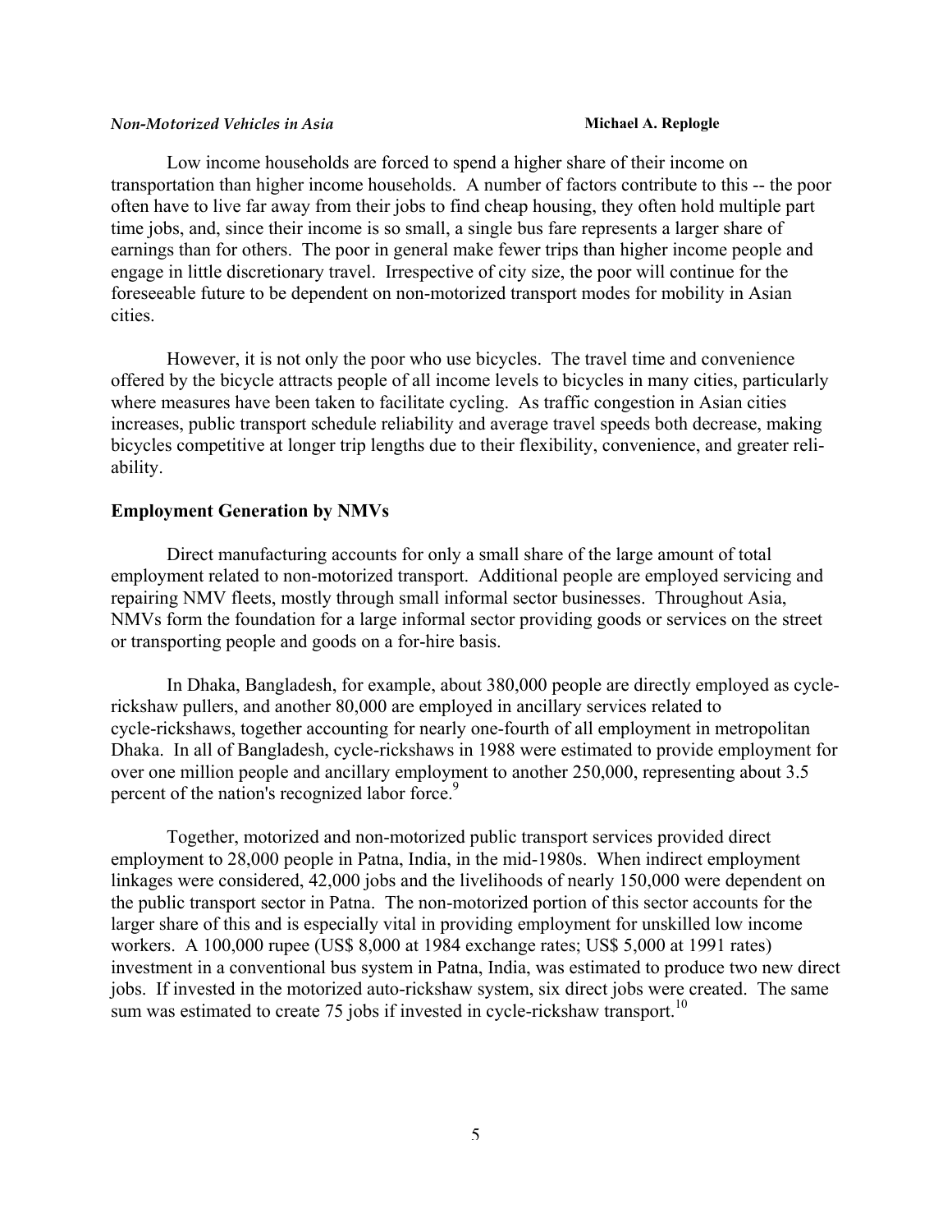Low income households are forced to spend a higher share of their income on transportation than higher income households. A number of factors contribute to this -- the poor often have to live far away from their jobs to find cheap housing, they often hold multiple part time jobs, and, since their income is so small, a single bus fare represents a larger share of earnings than for others. The poor in general make fewer trips than higher income people and engage in little discretionary travel. Irrespective of city size, the poor will continue for the foreseeable future to be dependent on non-motorized transport modes for mobility in Asian cities.

However, it is not only the poor who use bicycles. The travel time and convenience offered by the bicycle attracts people of all income levels to bicycles in many cities, particularly where measures have been taken to facilitate cycling. As traffic congestion in Asian cities increases, public transport schedule reliability and average travel speeds both decrease, making bicycles competitive at longer trip lengths due to their flexibility, convenience, and greater reliability.

### Employment Generation by NMVs

Direct manufacturing accounts for only a small share of the large amount of total employment related to non-motorized transport. Additional people are employed servicing and repairing NMV fleets, mostly through small informal sector businesses. Throughout Asia, NMVs form the foundation for a large informal sector providing goods or services on the street or transporting people and goods on a for-hire basis.

In Dhaka, Bangladesh, for example, about 380,000 people are directly employed as cycle-rickshaw pullers, and another 80,000 are employed in ancillary services related to cycle-rickshaws, together accounting for nearly one-fourth of all employment in metropolitan Dhaka. In all of Bangladesh, cycle-rickshaws in 1988 were estimated to provide employment for over one million people and ancillary employment to another 250,000, representing about 3.5 percent of the nation's recognized labor force.[9]

Together, motorized and non-motorized public transport services provided direct employment to 28,000 people in Patna, India, in the mid-1980s. When indirect employment linkages were considered, 42,000 jobs and the livelihoods of nearly 150,000 were dependent on the public transport sector in Patna. The non-motorized portion of this sector accounts for the larger share of this and is especially vital in providing employment for unskilled low income workers. A 100,000 rupee (US$ 8,000 at 1984 exchange rates; US$ 5,000 at 1991 rates) investment in a conventional bus system in Patna, India, was estimated to produce two new direct jobs. If invested in the motorized auto-rickshaw system, six direct jobs were created. The same sum was estimated to create 75 jobs if invested in cycle-rickshaw transport.[10]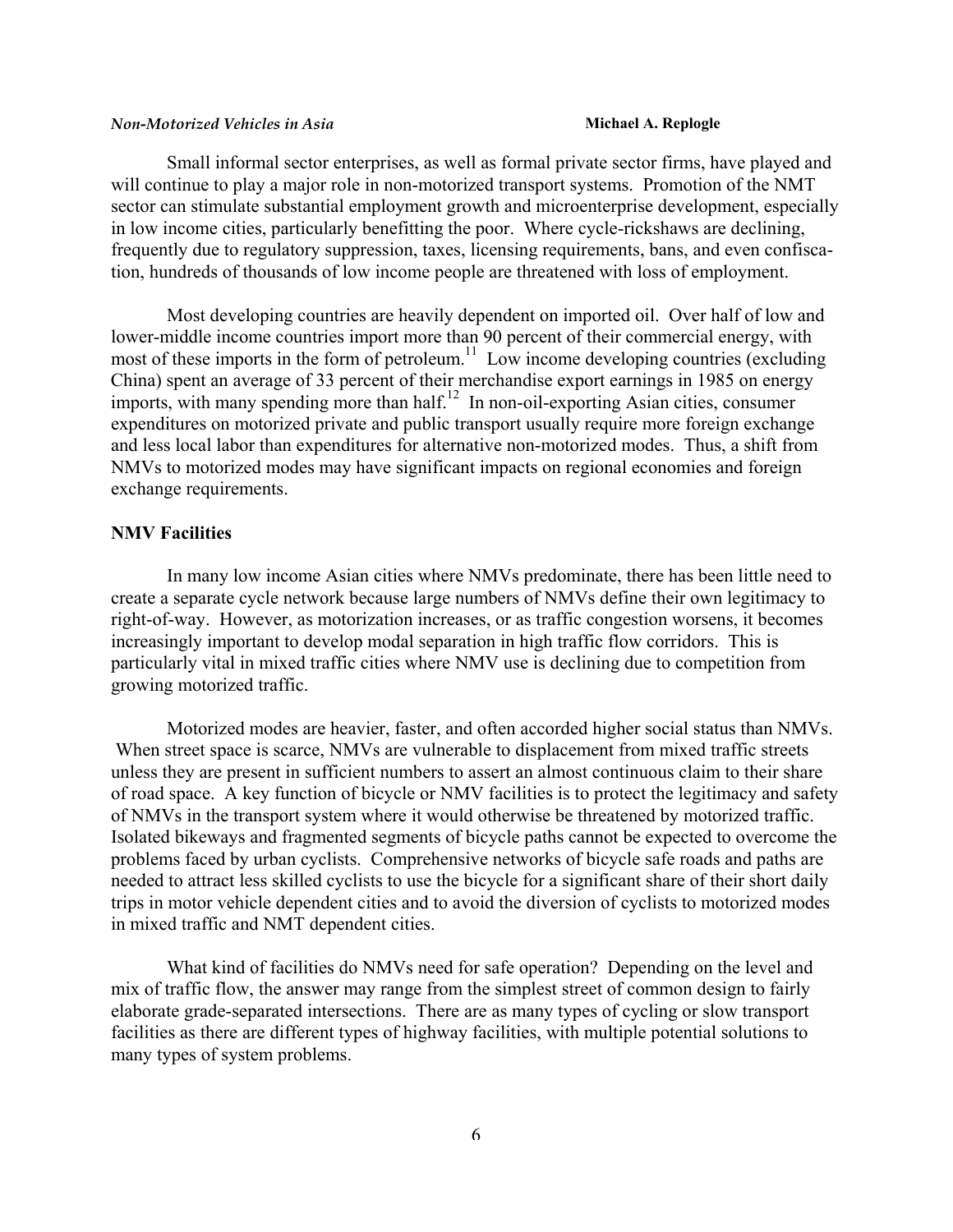Small informal sector enterprises, as well as formal private sector firms, have played and will continue to play a major role in non-motorized transport systems. Promotion of the NMT sector can stimulate substantial employment growth and microenterprise development, especially in low income cities, particularly benefitting the poor. Where cycle-rickshaws are declining, frequently due to regulatory suppression, taxes, licensing requirements, bans, and even confiscation, hundreds of thousands of low income people are threatened with loss of employment.

Most developing countries are heavily dependent on imported oil. Over half of low and lower-middle income countries import more than 90 percent of their commercial energy, with most of these imports in the form of petroleum.[11] Low income developing countries (excluding China) spent an average of 33 percent of their merchandise export earnings in 1985 on energy imports, with many spending more than half.[12] In non-oil-exporting Asian cities, consumer expenditures on motorized private and public transport usually require more foreign exchange and less local labor than expenditures for alternative non-motorized modes. Thus, a shift from NMVs to motorized modes may have significant impacts on regional economies and foreign exchange requirements.

## NMV Facilities

In many low income Asian cities where NMVs predominate, there has been little need to create a separate cycle network because large numbers of NMVs define their own legitimacy to right-of-way. However, as motorization increases, or as traffic congestion worsens, it becomes increasingly important to develop modal separation in high traffic flow corridors. This is particularly vital in mixed traffic cities where NMV use is declining due to competition from growing motorized traffic.

Motorized modes are heavier, faster, and often accorded higher social status than NMVs. When street space is scarce, NMVs are vulnerable to displacement from mixed traffic streets unless they are present in sufficient numbers to assert an almost continuous claim to their share of road space. A key function of bicycle or NMV facilities is to protect the legitimacy and safety of NMVs in the transport system where it would otherwise be threatened by motorized traffic. Isolated bikeways and fragmented segments of bicycle paths cannot be expected to overcome the problems faced by urban cyclists. Comprehensive networks of bicycle safe roads and paths are needed to attract less skilled cyclists to use the bicycle for a significant share of their short daily trips in motor vehicle dependent cities and to avoid the diversion of cyclists to motorized modes in mixed traffic and NMT dependent cities.

What kind of facilities do NMVs need for safe operation? Depending on the level and mix of traffic flow, the answer may range from the simplest street of common design to fairly elaborate grade-separated intersections. There are as many types of cycling or slow transport facilities as there are different types of highway facilities, with multiple potential solutions to many types of system problems.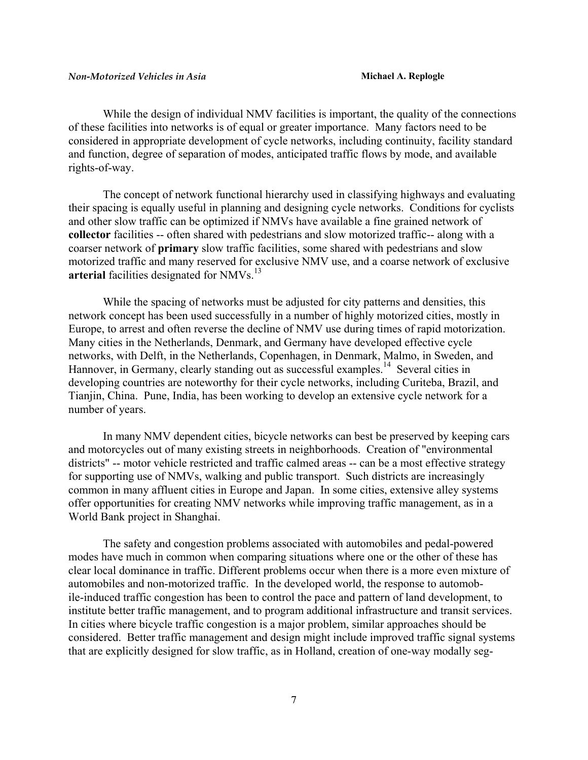While the design of individual NMV facilities is important, the quality of the connections of these facilities into networks is of equal or greater importance. Many factors need to be considered in appropriate development of cycle networks, including continuity, facility standard and function, degree of separation of modes, anticipated traffic flows by mode, and available rights-of-way.

The concept of network functional hierarchy used in classifying highways and evaluating their spacing is equally useful in planning and designing cycle networks. Conditions for cyclists and other slow traffic can be optimized if NMVs have available a fine grained network of **collector** facilities -- often shared with pedestrians and slow motorized traffic-- along with a coarser network of **primary** slow traffic facilities, some shared with pedestrians and slow motorized traffic and many reserved for exclusive NMV use, and a coarse network of exclusive **arterial** facilities designated for NMVs.[13]

While the spacing of networks must be adjusted for city patterns and densities, this network concept has been used successfully in a number of highly motorized cities, mostly in Europe, to arrest and often reverse the decline of NMV use during times of rapid motorization. Many cities in the Netherlands, Denmark, and Germany have developed effective cycle networks, with Delft, in the Netherlands, Copenhagen, in Denmark, Malmo, in Sweden, and Hannover, in Germany, clearly standing out as successful examples.[14] Several cities in developing countries are noteworthy for their cycle networks, including Curiteba, Brazil, and Tianjin, China. Pune, India, has been working to develop an extensive cycle network for a number of years.

In many NMV dependent cities, bicycle networks can best be preserved by keeping cars and motorcycles out of many existing streets in neighborhoods. Creation of "environmental districts" -- motor vehicle restricted and traffic calmed areas -- can be a most effective strategy for supporting use of NMVs, walking and public transport. Such districts are increasingly common in many affluent cities in Europe and Japan. In some cities, extensive alley systems offer opportunities for creating NMV networks while improving traffic management, as in a World Bank project in Shanghai.

The safety and congestion problems associated with automobiles and pedal-powered modes have much in common when comparing situations where one or the other of these has clear local dominance in traffic. Different problems occur when there is a more even mixture of automobiles and non-motorized traffic. In the developed world, the response to automobile-induced traffic congestion has been to control the pace and pattern of land development, to institute better traffic management, and to program additional infrastructure and transit services. In cities where bicycle traffic congestion is a major problem, similar approaches should be considered. Better traffic management and design might include improved traffic signal systems that are explicitly designed for slow traffic, as in Holland, creation of one-way modally seg-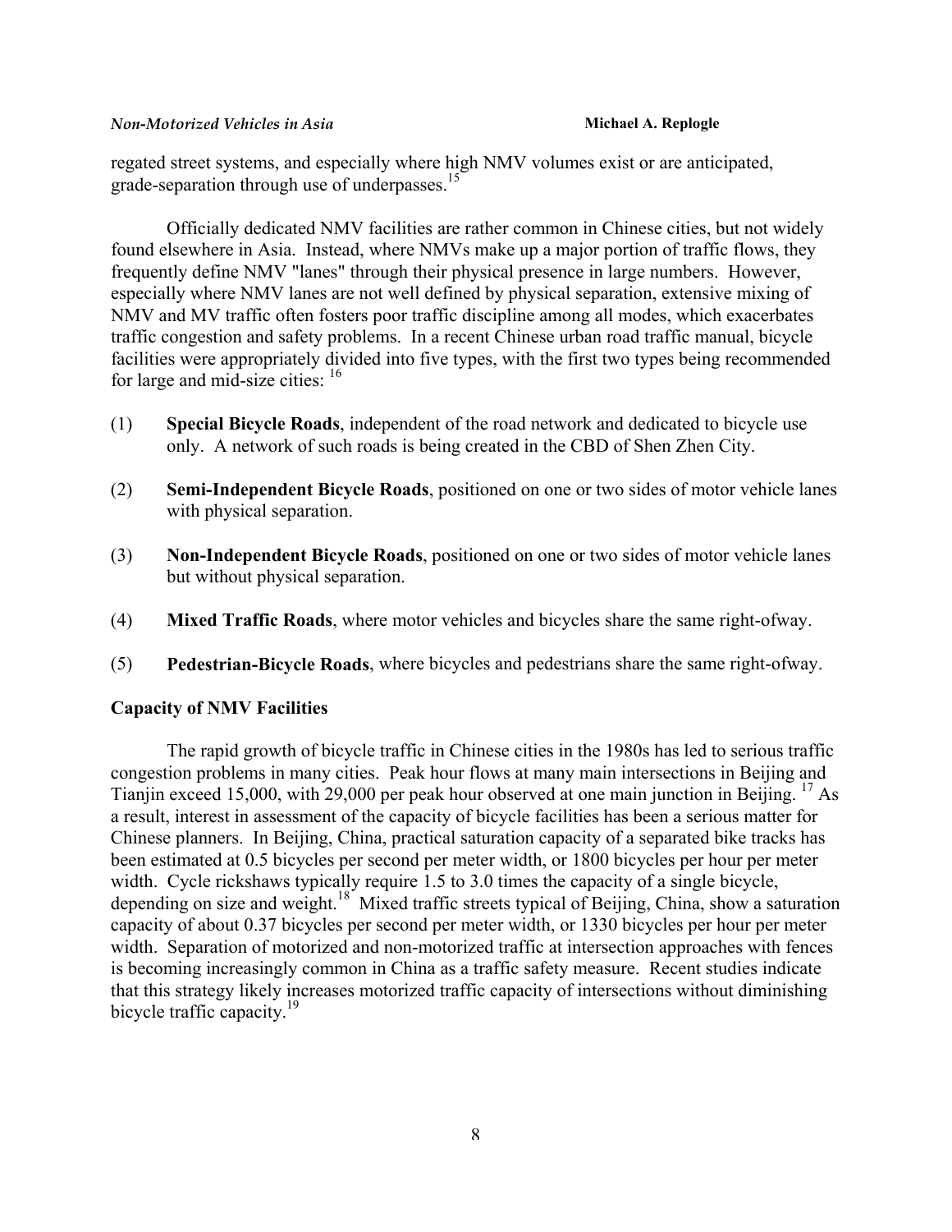regated street systems, and especially where high NMV volumes exist or are anticipated, grade-separation through use of underpasses.[15]

Officially dedicated NMV facilities are rather common in Chinese cities, but not widely found elsewhere in Asia. Instead, where NMVs make up a major portion of traffic flows, they frequently define NMV "lanes" through their physical presence in large numbers. However, especially where NMV lanes are not well defined by physical separation, extensive mixing of NMV and MV traffic often fosters poor traffic discipline among all modes, which exacerbates traffic congestion and safety problems. In a recent Chinese urban road traffic manual, bicycle facilities were appropriately divided into five types, with the first two types being recommended for large and mid-size cities: [16]

(1) **Special Bicycle Roads**, independent of the road network and dedicated to bicycle use only. A network of such roads is being created in the CBD of Shen Zhen City.

(2) **Semi-Independent Bicycle Roads**, positioned on one or two sides of motor vehicle lanes with physical separation.

(3) **Non-Independent Bicycle Roads**, positioned on one or two sides of motor vehicle lanes but without physical separation.

(4) **Mixed Traffic Roads**, where motor vehicles and bicycles share the same right-ofway.

(5) **Pedestrian-Bicycle Roads**, where bicycles and pedestrians share the same right-ofway.

### Capacity of NMV Facilities

The rapid growth of bicycle traffic in Chinese cities in the 1980s has led to serious traffic congestion problems in many cities. Peak hour flows at many main intersections in Beijing and Tianjin exceed 15,000, with 29,000 per peak hour observed at one main junction in Beijing. [17] As a result, interest in assessment of the capacity of bicycle facilities has been a serious matter for Chinese planners. In Beijing, China, practical saturation capacity of a separated bike tracks has been estimated at 0.5 bicycles per second per meter width, or 1800 bicycles per hour per meter width. Cycle rickshaws typically require 1.5 to 3.0 times the capacity of a single bicycle, depending on size and weight.[18] Mixed traffic streets typical of Beijing, China, show a saturation capacity of about 0.37 bicycles per second per meter width, or 1330 bicycles per hour per meter width. Separation of motorized and non-motorized traffic at intersection approaches with fences is becoming increasingly common in China as a traffic safety measure. Recent studies indicate that this strategy likely increases motorized traffic capacity of intersections without diminishing bicycle traffic capacity.[19]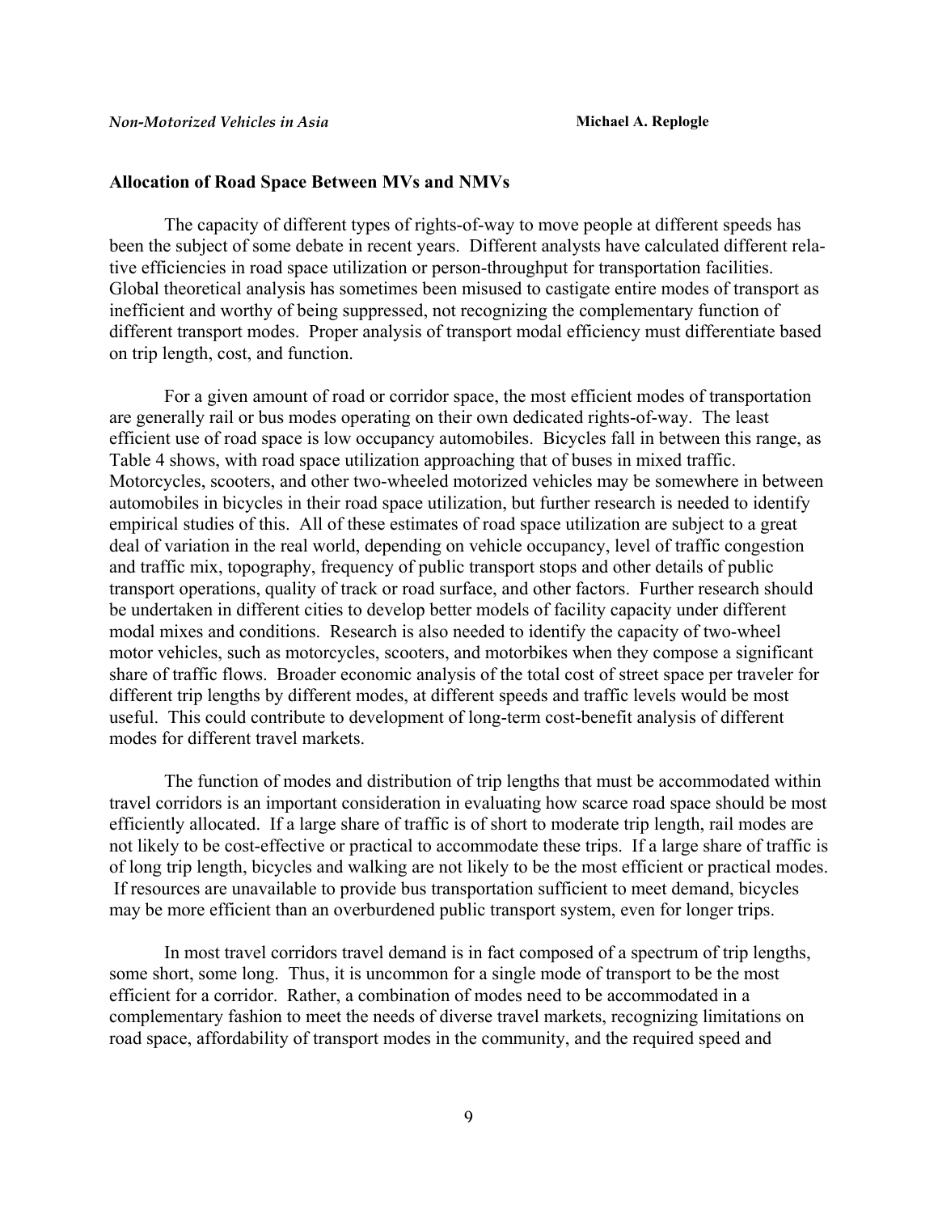## Allocation of Road Space Between MVs and NMVs

The capacity of different types of rights-of-way to move people at different speeds has been the subject of some debate in recent years. Different analysts have calculated different relative efficiencies in road space utilization or person-throughput for transportation facilities. Global theoretical analysis has sometimes been misused to castigate entire modes of transport as inefficient and worthy of being suppressed, not recognizing the complementary function of different transport modes. Proper analysis of transport modal efficiency must differentiate based on trip length, cost, and function.

For a given amount of road or corridor space, the most efficient modes of transportation are generally rail or bus modes operating on their own dedicated rights-of-way. The least efficient use of road space is low occupancy automobiles. Bicycles fall in between this range, as Table 4 shows, with road space utilization approaching that of buses in mixed traffic. Motorcycles, scooters, and other two-wheeled motorized vehicles may be somewhere in between automobiles in bicycles in their road space utilization, but further research is needed to identify empirical studies of this. All of these estimates of road space utilization are subject to a great deal of variation in the real world, depending on vehicle occupancy, level of traffic congestion and traffic mix, topography, frequency of public transport stops and other details of public transport operations, quality of track or road surface, and other factors. Further research should be undertaken in different cities to develop better models of facility capacity under different modal mixes and conditions. Research is also needed to identify the capacity of two-wheel motor vehicles, such as motorcycles, scooters, and motorbikes when they compose a significant share of traffic flows. Broader economic analysis of the total cost of street space per traveler for different trip lengths by different modes, at different speeds and traffic levels would be most useful. This could contribute to development of long-term cost-benefit analysis of different modes for different travel markets.

The function of modes and distribution of trip lengths that must be accommodated within travel corridors is an important consideration in evaluating how scarce road space should be most efficiently allocated. If a large share of traffic is of short to moderate trip length, rail modes are not likely to be cost-effective or practical to accommodate these trips. If a large share of traffic is of long trip length, bicycles and walking are not likely to be the most efficient or practical modes. If resources are unavailable to provide bus transportation sufficient to meet demand, bicycles may be more efficient than an overburdened public transport system, even for longer trips.

In most travel corridors travel demand is in fact composed of a spectrum of trip lengths, some short, some long. Thus, it is uncommon for a single mode of transport to be the most efficient for a corridor. Rather, a combination of modes need to be accommodated in a complementary fashion to meet the needs of diverse travel markets, recognizing limitations on road space, affordability of transport modes in the community, and the required speed and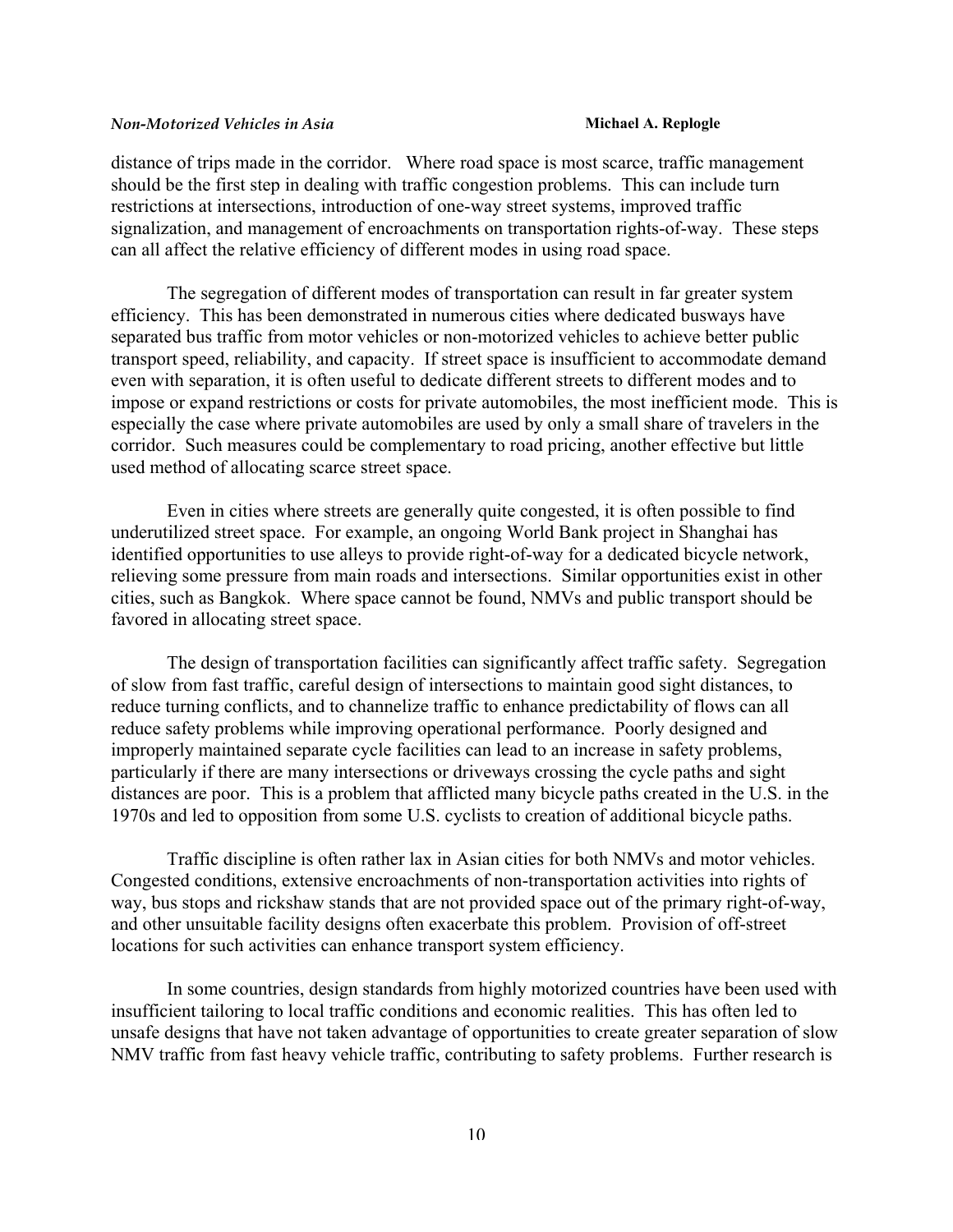distance of trips made in the corridor. Where road space is most scarce, traffic management should be the first step in dealing with traffic congestion problems. This can include turn restrictions at intersections, introduction of one-way street systems, improved traffic signalization, and management of encroachments on transportation rights-of-way. These steps can all affect the relative efficiency of different modes in using road space.

The segregation of different modes of transportation can result in far greater system efficiency. This has been demonstrated in numerous cities where dedicated busways have separated bus traffic from motor vehicles or non-motorized vehicles to achieve better public transport speed, reliability, and capacity. If street space is insufficient to accommodate demand even with separation, it is often useful to dedicate different streets to different modes and to impose or expand restrictions or costs for private automobiles, the most inefficient mode. This is especially the case where private automobiles are used by only a small share of travelers in the corridor. Such measures could be complementary to road pricing, another effective but little used method of allocating scarce street space.

Even in cities where streets are generally quite congested, it is often possible to find underutilized street space. For example, an ongoing World Bank project in Shanghai has identified opportunities to use alleys to provide right-of-way for a dedicated bicycle network, relieving some pressure from main roads and intersections. Similar opportunities exist in other cities, such as Bangkok. Where space cannot be found, NMVs and public transport should be favored in allocating street space.

The design of transportation facilities can significantly affect traffic safety. Segregation of slow from fast traffic, careful design of intersections to maintain good sight distances, to reduce turning conflicts, and to channelize traffic to enhance predictability of flows can all reduce safety problems while improving operational performance. Poorly designed and improperly maintained separate cycle facilities can lead to an increase in safety problems, particularly if there are many intersections or driveways crossing the cycle paths and sight distances are poor. This is a problem that afflicted many bicycle paths created in the U.S. in the 1970s and led to opposition from some U.S. cyclists to creation of additional bicycle paths.

Traffic discipline is often rather lax in Asian cities for both NMVs and motor vehicles. Congested conditions, extensive encroachments of non-transportation activities into rights of way, bus stops and rickshaw stands that are not provided space out of the primary right-of-way, and other unsuitable facility designs often exacerbate this problem. Provision of off-street locations for such activities can enhance transport system efficiency.

In some countries, design standards from highly motorized countries have been used with insufficient tailoring to local traffic conditions and economic realities. This has often led to unsafe designs that have not taken advantage of opportunities to create greater separation of slow NMV traffic from fast heavy vehicle traffic, contributing to safety problems. Further research is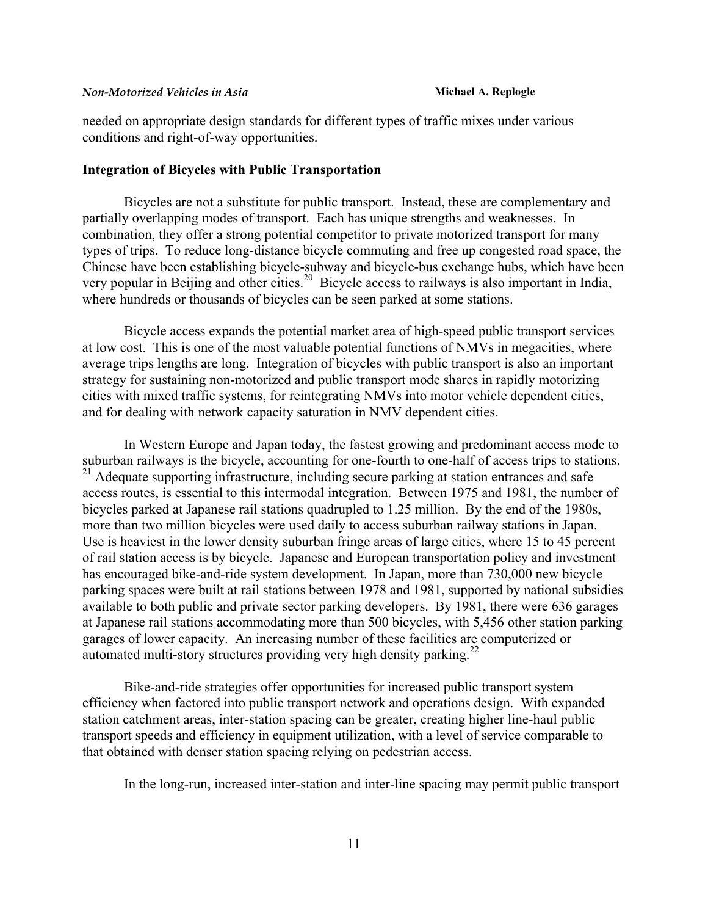needed on appropriate design standards for different types of traffic mixes under various conditions and right-of-way opportunities.

### Integration of Bicycles with Public Transportation

Bicycles are not a substitute for public transport. Instead, these are complementary and partially overlapping modes of transport. Each has unique strengths and weaknesses. In combination, they offer a strong potential competitor to private motorized transport for many types of trips. To reduce long-distance bicycle commuting and free up congested road space, the Chinese have been establishing bicycle-subway and bicycle-bus exchange hubs, which have been very popular in Beijing and other cities.[20] Bicycle access to railways is also important in India, where hundreds or thousands of bicycles can be seen parked at some stations.

Bicycle access expands the potential market area of high-speed public transport services at low cost. This is one of the most valuable potential functions of NMVs in megacities, where average trips lengths are long. Integration of bicycles with public transport is also an important strategy for sustaining non-motorized and public transport mode shares in rapidly motorizing cities with mixed traffic systems, for reintegrating NMVs into motor vehicle dependent cities, and for dealing with network capacity saturation in NMV dependent cities.

In Western Europe and Japan today, the fastest growing and predominant access mode to suburban railways is the bicycle, accounting for one-fourth to one-half of access trips to stations.[21] Adequate supporting infrastructure, including secure parking at station entrances and safe access routes, is essential to this intermodal integration. Between 1975 and 1981, the number of bicycles parked at Japanese rail stations quadrupled to 1.25 million. By the end of the 1980s, more than two million bicycles were used daily to access suburban railway stations in Japan. Use is heaviest in the lower density suburban fringe areas of large cities, where 15 to 45 percent of rail station access is by bicycle. Japanese and European transportation policy and investment has encouraged bike-and-ride system development. In Japan, more than 730,000 new bicycle parking spaces were built at rail stations between 1978 and 1981, supported by national subsidies available to both public and private sector parking developers. By 1981, there were 636 garages at Japanese rail stations accommodating more than 500 bicycles, with 5,456 other station parking garages of lower capacity. An increasing number of these facilities are computerized or automated multi-story structures providing very high density parking.[22]

Bike-and-ride strategies offer opportunities for increased public transport system efficiency when factored into public transport network and operations design. With expanded station catchment areas, inter-station spacing can be greater, creating higher line-haul public transport speeds and efficiency in equipment utilization, with a level of service comparable to that obtained with denser station spacing relying on pedestrian access.

In the long-run, increased inter-station and inter-line spacing may permit public transport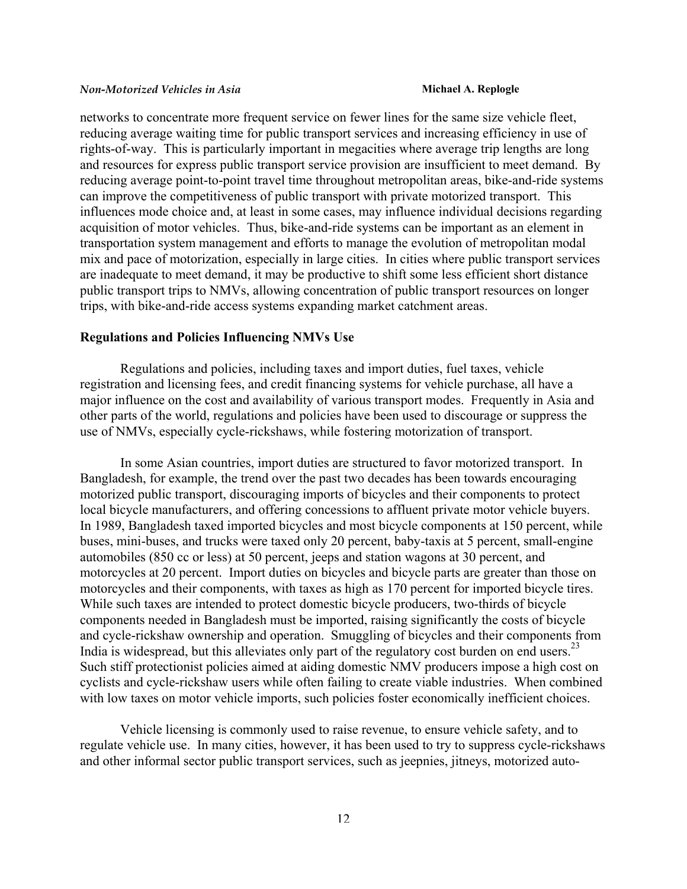networks to concentrate more frequent service on fewer lines for the same size vehicle fleet, reducing average waiting time for public transport services and increasing efficiency in use of rights-of-way. This is particularly important in megacities where average trip lengths are long and resources for express public transport service provision are insufficient to meet demand. By reducing average point-to-point travel time throughout metropolitan areas, bike-and-ride systems can improve the competitiveness of public transport with private motorized transport. This influences mode choice and, at least in some cases, may influence individual decisions regarding acquisition of motor vehicles. Thus, bike-and-ride systems can be important as an element in transportation system management and efforts to manage the evolution of metropolitan modal mix and pace of motorization, especially in large cities. In cities where public transport services are inadequate to meet demand, it may be productive to shift some less efficient short distance public transport trips to NMVs, allowing concentration of public transport resources on longer trips, with bike-and-ride access systems expanding market catchment areas.

## Regulations and Policies Influencing NMVs Use

Regulations and policies, including taxes and import duties, fuel taxes, vehicle registration and licensing fees, and credit financing systems for vehicle purchase, all have a major influence on the cost and availability of various transport modes. Frequently in Asia and other parts of the world, regulations and policies have been used to discourage or suppress the use of NMVs, especially cycle-rickshaws, while fostering motorization of transport.

In some Asian countries, import duties are structured to favor motorized transport. In Bangladesh, for example, the trend over the past two decades has been towards encouraging motorized public transport, discouraging imports of bicycles and their components to protect local bicycle manufacturers, and offering concessions to affluent private motor vehicle buyers. In 1989, Bangladesh taxed imported bicycles and most bicycle components at 150 percent, while buses, mini-buses, and trucks were taxed only 20 percent, baby-taxis at 5 percent, small-engine automobiles (850 cc or less) at 50 percent, jeeps and station wagons at 30 percent, and motorcycles at 20 percent. Import duties on bicycles and bicycle parts are greater than those on motorcycles and their components, with taxes as high as 170 percent for imported bicycle tires. While such taxes are intended to protect domestic bicycle producers, two-thirds of bicycle components needed in Bangladesh must be imported, raising significantly the costs of bicycle and cycle-rickshaw ownership and operation. Smuggling of bicycles and their components from India is widespread, but this alleviates only part of the regulatory cost burden on end users.[23] Such stiff protectionist policies aimed at aiding domestic NMV producers impose a high cost on cyclists and cycle-rickshaw users while often failing to create viable industries. When combined with low taxes on motor vehicle imports, such policies foster economically inefficient choices.

Vehicle licensing is commonly used to raise revenue, to ensure vehicle safety, and to regulate vehicle use. In many cities, however, it has been used to try to suppress cycle-rickshaws and other informal sector public transport services, such as jeepnies, jitneys, motorized auto-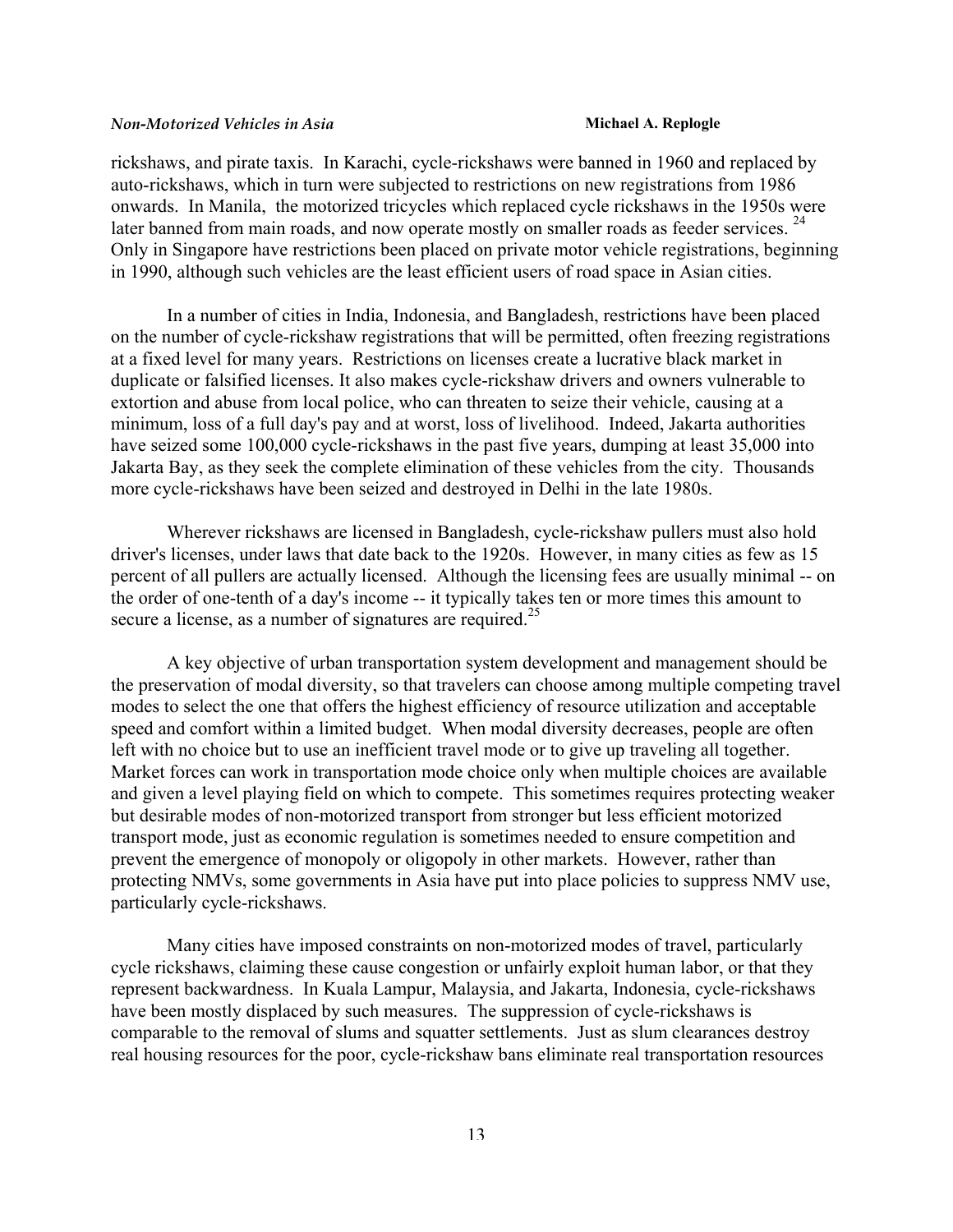rickshaws, and pirate taxis. In Karachi, cycle-rickshaws were banned in 1960 and replaced by auto-rickshaws, which in turn were subjected to restrictions on new registrations from 1986 onwards. In Manila, the motorized tricycles which replaced cycle rickshaws in the 1950s were later banned from main roads, and now operate mostly on smaller roads as feeder services. [24] Only in Singapore have restrictions been placed on private motor vehicle registrations, beginning in 1990, although such vehicles are the least efficient users of road space in Asian cities.

In a number of cities in India, Indonesia, and Bangladesh, restrictions have been placed on the number of cycle-rickshaw registrations that will be permitted, often freezing registrations at a fixed level for many years. Restrictions on licenses create a lucrative black market in duplicate or falsified licenses. It also makes cycle-rickshaw drivers and owners vulnerable to extortion and abuse from local police, who can threaten to seize their vehicle, causing at a minimum, loss of a full day's pay and at worst, loss of livelihood. Indeed, Jakarta authorities have seized some 100,000 cycle-rickshaws in the past five years, dumping at least 35,000 into Jakarta Bay, as they seek the complete elimination of these vehicles from the city. Thousands more cycle-rickshaws have been seized and destroyed in Delhi in the late 1980s.

Wherever rickshaws are licensed in Bangladesh, cycle-rickshaw pullers must also hold driver's licenses, under laws that date back to the 1920s. However, in many cities as few as 15 percent of all pullers are actually licensed. Although the licensing fees are usually minimal -- on the order of one-tenth of a day's income -- it typically takes ten or more times this amount to secure a license, as a number of signatures are required.[25]

A key objective of urban transportation system development and management should be the preservation of modal diversity, so that travelers can choose among multiple competing travel modes to select the one that offers the highest efficiency of resource utilization and acceptable speed and comfort within a limited budget. When modal diversity decreases, people are often left with no choice but to use an inefficient travel mode or to give up traveling all together. Market forces can work in transportation mode choice only when multiple choices are available and given a level playing field on which to compete. This sometimes requires protecting weaker but desirable modes of non-motorized transport from stronger but less efficient motorized transport mode, just as economic regulation is sometimes needed to ensure competition and prevent the emergence of monopoly or oligopoly in other markets. However, rather than protecting NMVs, some governments in Asia have put into place policies to suppress NMV use, particularly cycle-rickshaws.

Many cities have imposed constraints on non-motorized modes of travel, particularly cycle rickshaws, claiming these cause congestion or unfairly exploit human labor, or that they represent backwardness. In Kuala Lampur, Malaysia, and Jakarta, Indonesia, cycle-rickshaws have been mostly displaced by such measures. The suppression of cycle-rickshaws is comparable to the removal of slums and squatter settlements. Just as slum clearances destroy real housing resources for the poor, cycle-rickshaw bans eliminate real transportation resources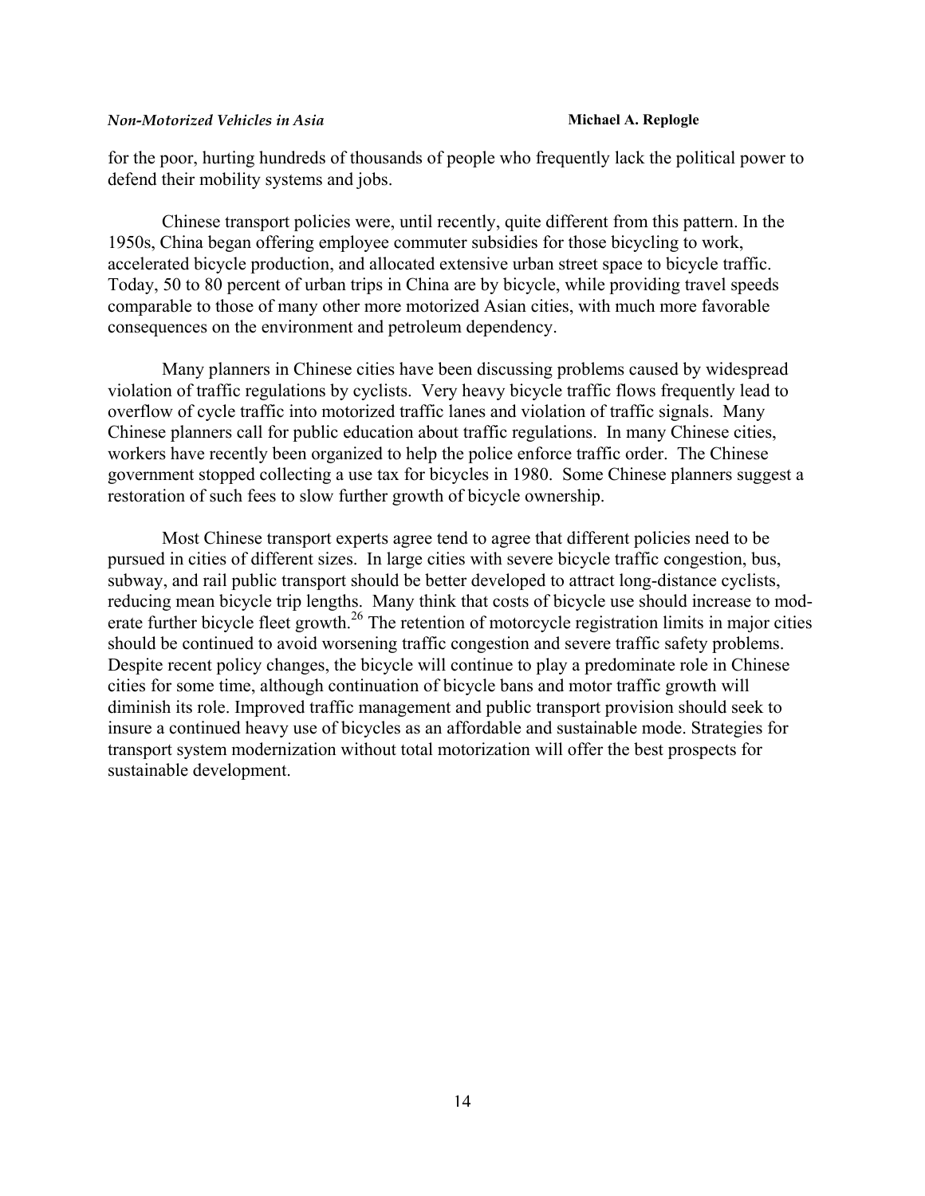for the poor, hurting hundreds of thousands of people who frequently lack the political power to defend their mobility systems and jobs.

Chinese transport policies were, until recently, quite different from this pattern. In the 1950s, China began offering employee commuter subsidies for those bicycling to work, accelerated bicycle production, and allocated extensive urban street space to bicycle traffic. Today, 50 to 80 percent of urban trips in China are by bicycle, while providing travel speeds comparable to those of many other more motorized Asian cities, with much more favorable consequences on the environment and petroleum dependency.

Many planners in Chinese cities have been discussing problems caused by widespread violation of traffic regulations by cyclists. Very heavy bicycle traffic flows frequently lead to overflow of cycle traffic into motorized traffic lanes and violation of traffic signals. Many Chinese planners call for public education about traffic regulations. In many Chinese cities, workers have recently been organized to help the police enforce traffic order. The Chinese government stopped collecting a use tax for bicycles in 1980. Some Chinese planners suggest a restoration of such fees to slow further growth of bicycle ownership.

Most Chinese transport experts agree tend to agree that different policies need to be pursued in cities of different sizes. In large cities with severe bicycle traffic congestion, bus, subway, and rail public transport should be better developed to attract long-distance cyclists, reducing mean bicycle trip lengths. Many think that costs of bicycle use should increase to moderate further bicycle fleet growth.[26] The retention of motorcycle registration limits in major cities should be continued to avoid worsening traffic congestion and severe traffic safety problems. Despite recent policy changes, the bicycle will continue to play a predominate role in Chinese cities for some time, although continuation of bicycle bans and motor traffic growth will diminish its role. Improved traffic management and public transport provision should seek to insure a continued heavy use of bicycles as an affordable and sustainable mode. Strategies for transport system modernization without total motorization will offer the best prospects for sustainable development.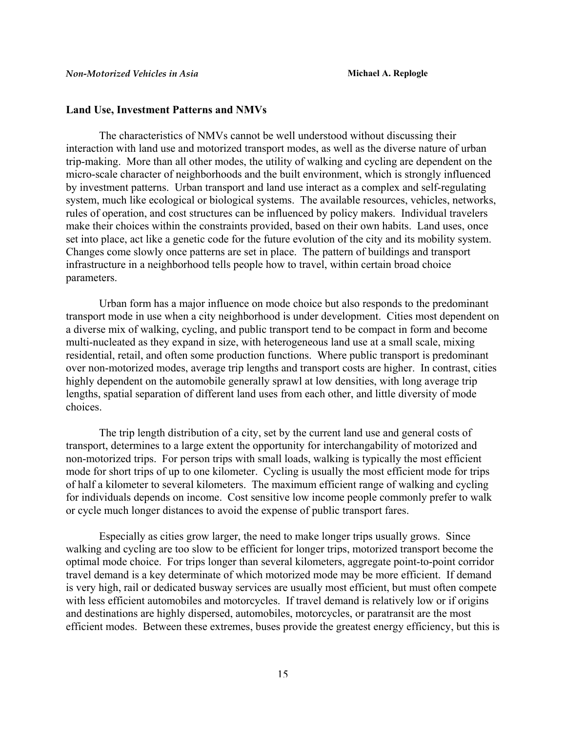## Land Use, Investment Patterns and NMVs

The characteristics of NMVs cannot be well understood without discussing their interaction with land use and motorized transport modes, as well as the diverse nature of urban trip-making. More than all other modes, the utility of walking and cycling are dependent on the micro-scale character of neighborhoods and the built environment, which is strongly influenced by investment patterns. Urban transport and land use interact as a complex and self-regulating system, much like ecological or biological systems. The available resources, vehicles, networks, rules of operation, and cost structures can be influenced by policy makers. Individual travelers make their choices within the constraints provided, based on their own habits. Land uses, once set into place, act like a genetic code for the future evolution of the city and its mobility system. Changes come slowly once patterns are set in place. The pattern of buildings and transport infrastructure in a neighborhood tells people how to travel, within certain broad choice parameters.

Urban form has a major influence on mode choice but also responds to the predominant transport mode in use when a city neighborhood is under development. Cities most dependent on a diverse mix of walking, cycling, and public transport tend to be compact in form and become multi-nucleated as they expand in size, with heterogeneous land use at a small scale, mixing residential, retail, and often some production functions. Where public transport is predominant over non-motorized modes, average trip lengths and transport costs are higher. In contrast, cities highly dependent on the automobile generally sprawl at low densities, with long average trip lengths, spatial separation of different land uses from each other, and little diversity of mode choices.

The trip length distribution of a city, set by the current land use and general costs of transport, determines to a large extent the opportunity for interchangability of motorized and non-motorized trips. For person trips with small loads, walking is typically the most efficient mode for short trips of up to one kilometer. Cycling is usually the most efficient mode for trips of half a kilometer to several kilometers. The maximum efficient range of walking and cycling for individuals depends on income. Cost sensitive low income people commonly prefer to walk or cycle much longer distances to avoid the expense of public transport fares.

Especially as cities grow larger, the need to make longer trips usually grows. Since walking and cycling are too slow to be efficient for longer trips, motorized transport become the optimal mode choice. For trips longer than several kilometers, aggregate point-to-point corridor travel demand is a key determinate of which motorized mode may be more efficient. If demand is very high, rail or dedicated busway services are usually most efficient, but must often compete with less efficient automobiles and motorcycles. If travel demand is relatively low or if origins and destinations are highly dispersed, automobiles, motorcycles, or paratransit are the most efficient modes. Between these extremes, buses provide the greatest energy efficiency, but this is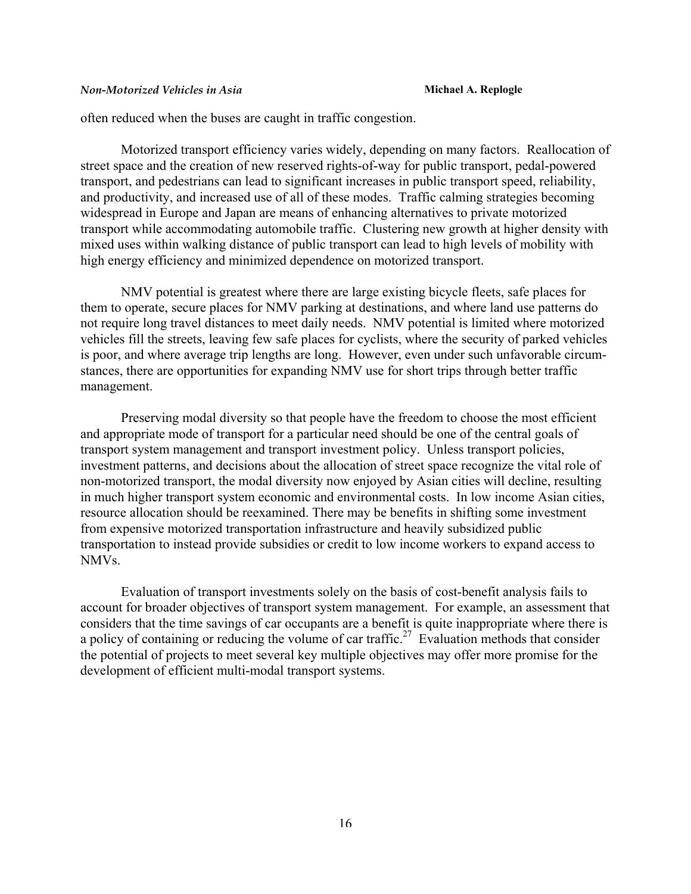often reduced when the buses are caught in traffic congestion.

Motorized transport efficiency varies widely, depending on many factors. Reallocation of street space and the creation of new reserved rights-of-way for public transport, pedal-powered transport, and pedestrians can lead to significant increases in public transport speed, reliability, and productivity, and increased use of all of these modes. Traffic calming strategies becoming widespread in Europe and Japan are means of enhancing alternatives to private motorized transport while accommodating automobile traffic. Clustering new growth at higher density with mixed uses within walking distance of public transport can lead to high levels of mobility with high energy efficiency and minimized dependence on motorized transport.

NMV potential is greatest where there are large existing bicycle fleets, safe places for them to operate, secure places for NMV parking at destinations, and where land use patterns do not require long travel distances to meet daily needs. NMV potential is limited where motorized vehicles fill the streets, leaving few safe places for cyclists, where the security of parked vehicles is poor, and where average trip lengths are long. However, even under such unfavorable circumstances, there are opportunities for expanding NMV use for short trips through better traffic management.

Preserving modal diversity so that people have the freedom to choose the most efficient and appropriate mode of transport for a particular need should be one of the central goals of transport system management and transport investment policy. Unless transport policies, investment patterns, and decisions about the allocation of street space recognize the vital role of non-motorized transport, the modal diversity now enjoyed by Asian cities will decline, resulting in much higher transport system economic and environmental costs. In low income Asian cities, resource allocation should be reexamined. There may be benefits in shifting some investment from expensive motorized transportation infrastructure and heavily subsidized public transportation to instead provide subsidies or credit to low income workers to expand access to NMVs.

Evaluation of transport investments solely on the basis of cost-benefit analysis fails to account for broader objectives of transport system management. For example, an assessment that considers that the time savings of car occupants are a benefit is quite inappropriate where there is a policy of containing or reducing the volume of car traffic.[27] Evaluation methods that consider the potential of projects to meet several key multiple objectives may offer more promise for the development of efficient multi-modal transport systems.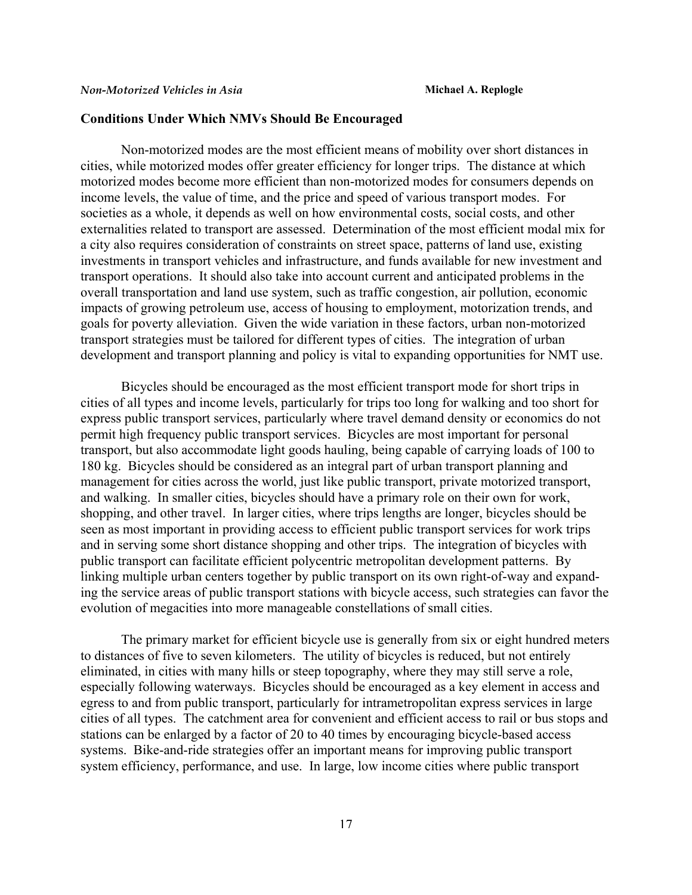## Conditions Under Which NMVs Should Be Encouraged

Non-motorized modes are the most efficient means of mobility over short distances in cities, while motorized modes offer greater efficiency for longer trips. The distance at which motorized modes become more efficient than non-motorized modes for consumers depends on income levels, the value of time, and the price and speed of various transport modes. For societies as a whole, it depends as well on how environmental costs, social costs, and other externalities related to transport are assessed. Determination of the most efficient modal mix for a city also requires consideration of constraints on street space, patterns of land use, existing investments in transport vehicles and infrastructure, and funds available for new investment and transport operations. It should also take into account current and anticipated problems in the overall transportation and land use system, such as traffic congestion, air pollution, economic impacts of growing petroleum use, access of housing to employment, motorization trends, and goals for poverty alleviation. Given the wide variation in these factors, urban non-motorized transport strategies must be tailored for different types of cities. The integration of urban development and transport planning and policy is vital to expanding opportunities for NMT use.

Bicycles should be encouraged as the most efficient transport mode for short trips in cities of all types and income levels, particularly for trips too long for walking and too short for express public transport services, particularly where travel demand density or economics do not permit high frequency public transport services. Bicycles are most important for personal transport, but also accommodate light goods hauling, being capable of carrying loads of 100 to 180 kg. Bicycles should be considered as an integral part of urban transport planning and management for cities across the world, just like public transport, private motorized transport, and walking. In smaller cities, bicycles should have a primary role on their own for work, shopping, and other travel. In larger cities, where trips lengths are longer, bicycles should be seen as most important in providing access to efficient public transport services for work trips and in serving some short distance shopping and other trips. The integration of bicycles with public transport can facilitate efficient polycentric metropolitan development patterns. By linking multiple urban centers together by public transport on its own right-of-way and expanding the service areas of public transport stations with bicycle access, such strategies can favor the evolution of megacities into more manageable constellations of small cities.

The primary market for efficient bicycle use is generally from six or eight hundred meters to distances of five to seven kilometers. The utility of bicycles is reduced, but not entirely eliminated, in cities with many hills or steep topography, where they may still serve a role, especially following waterways. Bicycles should be encouraged as a key element in access and egress to and from public transport, particularly for intrametropolitan express services in large cities of all types. The catchment area for convenient and efficient access to rail or bus stops and stations can be enlarged by a factor of 20 to 40 times by encouraging bicycle-based access systems. Bike-and-ride strategies offer an important means for improving public transport system efficiency, performance, and use. In large, low income cities where public transport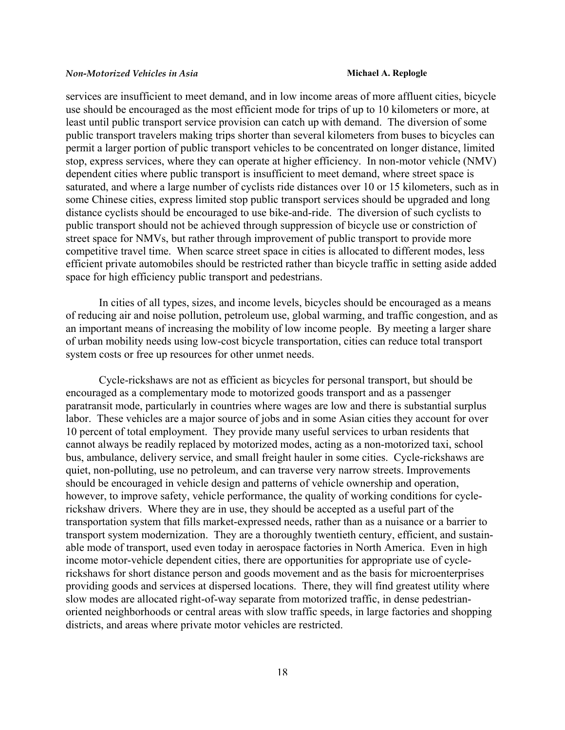services are insufficient to meet demand, and in low income areas of more affluent cities, bicycle use should be encouraged as the most efficient mode for trips of up to 10 kilometers or more, at least until public transport service provision can catch up with demand. The diversion of some public transport travelers making trips shorter than several kilometers from buses to bicycles can permit a larger portion of public transport vehicles to be concentrated on longer distance, limited stop, express services, where they can operate at higher efficiency. In non-motor vehicle (NMV) dependent cities where public transport is insufficient to meet demand, where street space is saturated, and where a large number of cyclists ride distances over 10 or 15 kilometers, such as in some Chinese cities, express limited stop public transport services should be upgraded and long distance cyclists should be encouraged to use bike-and-ride. The diversion of such cyclists to public transport should not be achieved through suppression of bicycle use or constriction of street space for NMVs, but rather through improvement of public transport to provide more competitive travel time. When scarce street space in cities is allocated to different modes, less efficient private automobiles should be restricted rather than bicycle traffic in setting aside added space for high efficiency public transport and pedestrians.

In cities of all types, sizes, and income levels, bicycles should be encouraged as a means of reducing air and noise pollution, petroleum use, global warming, and traffic congestion, and as an important means of increasing the mobility of low income people. By meeting a larger share of urban mobility needs using low-cost bicycle transportation, cities can reduce total transport system costs or free up resources for other unmet needs.

Cycle-rickshaws are not as efficient as bicycles for personal transport, but should be encouraged as a complementary mode to motorized goods transport and as a passenger paratransit mode, particularly in countries where wages are low and there is substantial surplus labor. These vehicles are a major source of jobs and in some Asian cities they account for over 10 percent of total employment. They provide many useful services to urban residents that cannot always be readily replaced by motorized modes, acting as a non-motorized taxi, school bus, ambulance, delivery service, and small freight hauler in some cities. Cycle-rickshaws are quiet, non-polluting, use no petroleum, and can traverse very narrow streets. Improvements should be encouraged in vehicle design and patterns of vehicle ownership and operation, however, to improve safety, vehicle performance, the quality of working conditions for cycle-rickshaw drivers. Where they are in use, they should be accepted as a useful part of the transportation system that fills market-expressed needs, rather than as a nuisance or a barrier to transport system modernization. They are a thoroughly twentieth century, efficient, and sustainable mode of transport, used even today in aerospace factories in North America. Even in high income motor-vehicle dependent cities, there are opportunities for appropriate use of cycle-rickshaws for short distance person and goods movement and as the basis for microenterprises providing goods and services at dispersed locations. There, they will find greatest utility where slow modes are allocated right-of-way separate from motorized traffic, in dense pedestrian-oriented neighborhoods or central areas with slow traffic speeds, in large factories and shopping districts, and areas where private motor vehicles are restricted.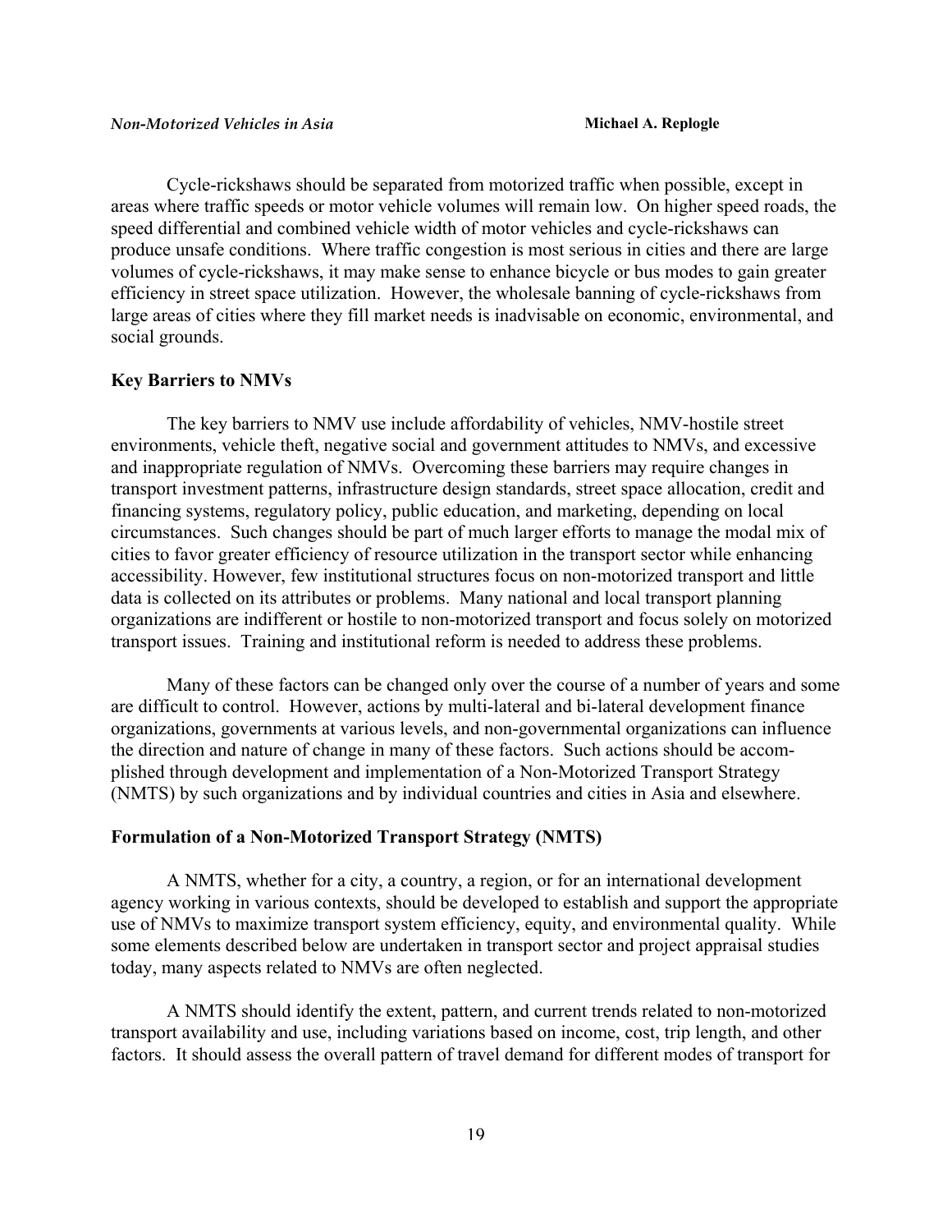Cycle-rickshaws should be separated from motorized traffic when possible, except in areas where traffic speeds or motor vehicle volumes will remain low. On higher speed roads, the speed differential and combined vehicle width of motor vehicles and cycle-rickshaws can produce unsafe conditions. Where traffic congestion is most serious in cities and there are large volumes of cycle-rickshaws, it may make sense to enhance bicycle or bus modes to gain greater efficiency in street space utilization. However, the wholesale banning of cycle-rickshaws from large areas of cities where they fill market needs is inadvisable on economic, environmental, and social grounds.

## Key Barriers to NMVs

The key barriers to NMV use include affordability of vehicles, NMV-hostile street environments, vehicle theft, negative social and government attitudes to NMVs, and excessive and inappropriate regulation of NMVs. Overcoming these barriers may require changes in transport investment patterns, infrastructure design standards, street space allocation, credit and financing systems, regulatory policy, public education, and marketing, depending on local circumstances. Such changes should be part of much larger efforts to manage the modal mix of cities to favor greater efficiency of resource utilization in the transport sector while enhancing accessibility. However, few institutional structures focus on non-motorized transport and little data is collected on its attributes or problems. Many national and local transport planning organizations are indifferent or hostile to non-motorized transport and focus solely on motorized transport issues. Training and institutional reform is needed to address these problems.

Many of these factors can be changed only over the course of a number of years and some are difficult to control. However, actions by multi-lateral and bi-lateral development finance organizations, governments at various levels, and non-governmental organizations can influence the direction and nature of change in many of these factors. Such actions should be accomplished through development and implementation of a Non-Motorized Transport Strategy (NMTS) by such organizations and by individual countries and cities in Asia and elsewhere.

## Formulation of a Non-Motorized Transport Strategy (NMTS)

A NMTS, whether for a city, a country, a region, or for an international development agency working in various contexts, should be developed to establish and support the appropriate use of NMVs to maximize transport system efficiency, equity, and environmental quality. While some elements described below are undertaken in transport sector and project appraisal studies today, many aspects related to NMVs are often neglected.

A NMTS should identify the extent, pattern, and current trends related to non-motorized transport availability and use, including variations based on income, cost, trip length, and other factors. It should assess the overall pattern of travel demand for different modes of transport for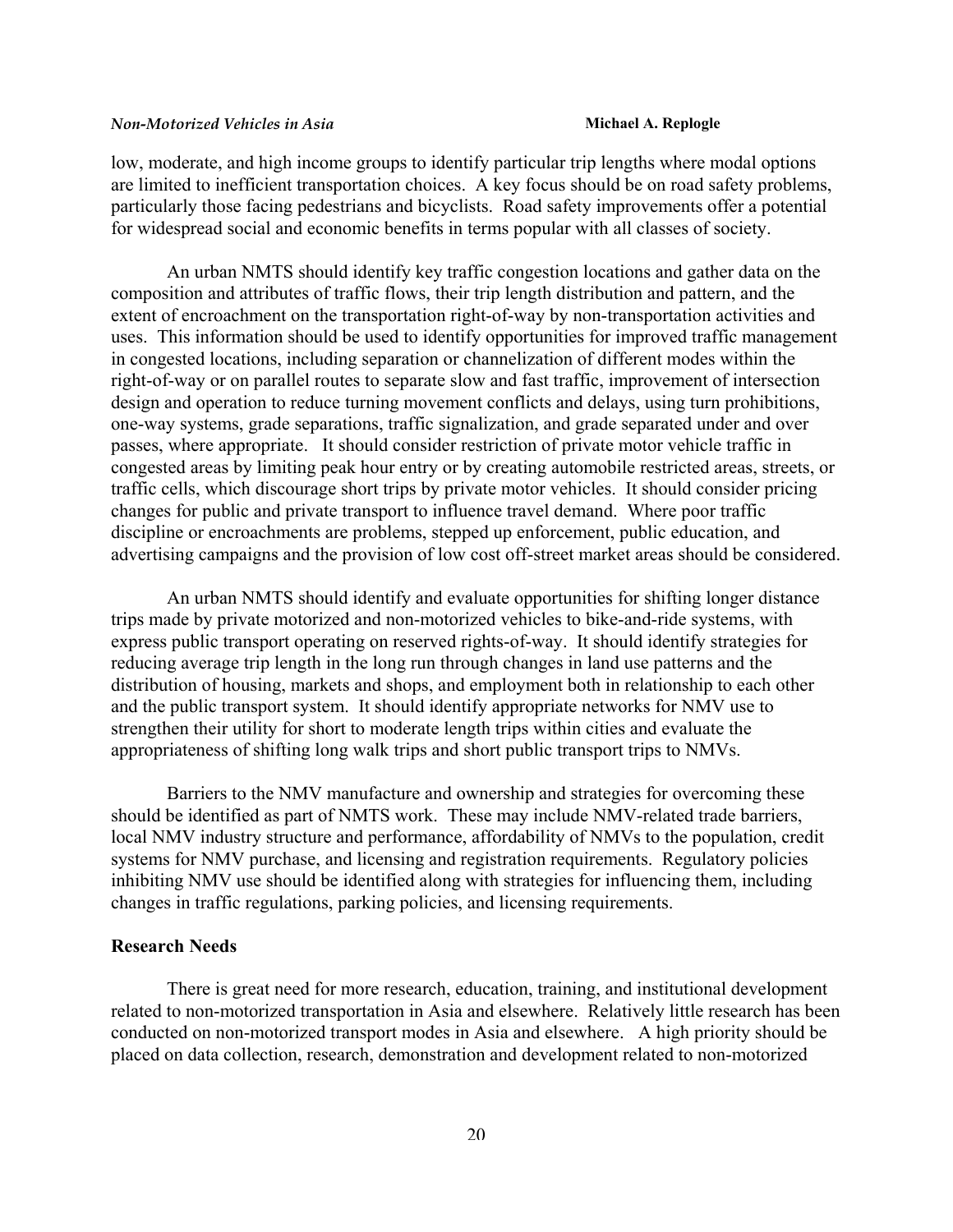low, moderate, and high income groups to identify particular trip lengths where modal options are limited to inefficient transportation choices. A key focus should be on road safety problems, particularly those facing pedestrians and bicyclists. Road safety improvements offer a potential for widespread social and economic benefits in terms popular with all classes of society.

An urban NMTS should identify key traffic congestion locations and gather data on the composition and attributes of traffic flows, their trip length distribution and pattern, and the extent of encroachment on the transportation right-of-way by non-transportation activities and uses. This information should be used to identify opportunities for improved traffic management in congested locations, including separation or channelization of different modes within the right-of-way or on parallel routes to separate slow and fast traffic, improvement of intersection design and operation to reduce turning movement conflicts and delays, using turn prohibitions, one-way systems, grade separations, traffic signalization, and grade separated under and over passes, where appropriate. It should consider restriction of private motor vehicle traffic in congested areas by limiting peak hour entry or by creating automobile restricted areas, streets, or traffic cells, which discourage short trips by private motor vehicles. It should consider pricing changes for public and private transport to influence travel demand. Where poor traffic discipline or encroachments are problems, stepped up enforcement, public education, and advertising campaigns and the provision of low cost off-street market areas should be considered.

An urban NMTS should identify and evaluate opportunities for shifting longer distance trips made by private motorized and non-motorized vehicles to bike-and-ride systems, with express public transport operating on reserved rights-of-way. It should identify strategies for reducing average trip length in the long run through changes in land use patterns and the distribution of housing, markets and shops, and employment both in relationship to each other and the public transport system. It should identify appropriate networks for NMV use to strengthen their utility for short to moderate length trips within cities and evaluate the appropriateness of shifting long walk trips and short public transport trips to NMVs.

Barriers to the NMV manufacture and ownership and strategies for overcoming these should be identified as part of NMTS work. These may include NMV-related trade barriers, local NMV industry structure and performance, affordability of NMVs to the population, credit systems for NMV purchase, and licensing and registration requirements. Regulatory policies inhibiting NMV use should be identified along with strategies for influencing them, including changes in traffic regulations, parking policies, and licensing requirements.

## Research Needs

There is great need for more research, education, training, and institutional development related to non-motorized transportation in Asia and elsewhere. Relatively little research has been conducted on non-motorized transport modes in Asia and elsewhere. A high priority should be placed on data collection, research, demonstration and development related to non-motorized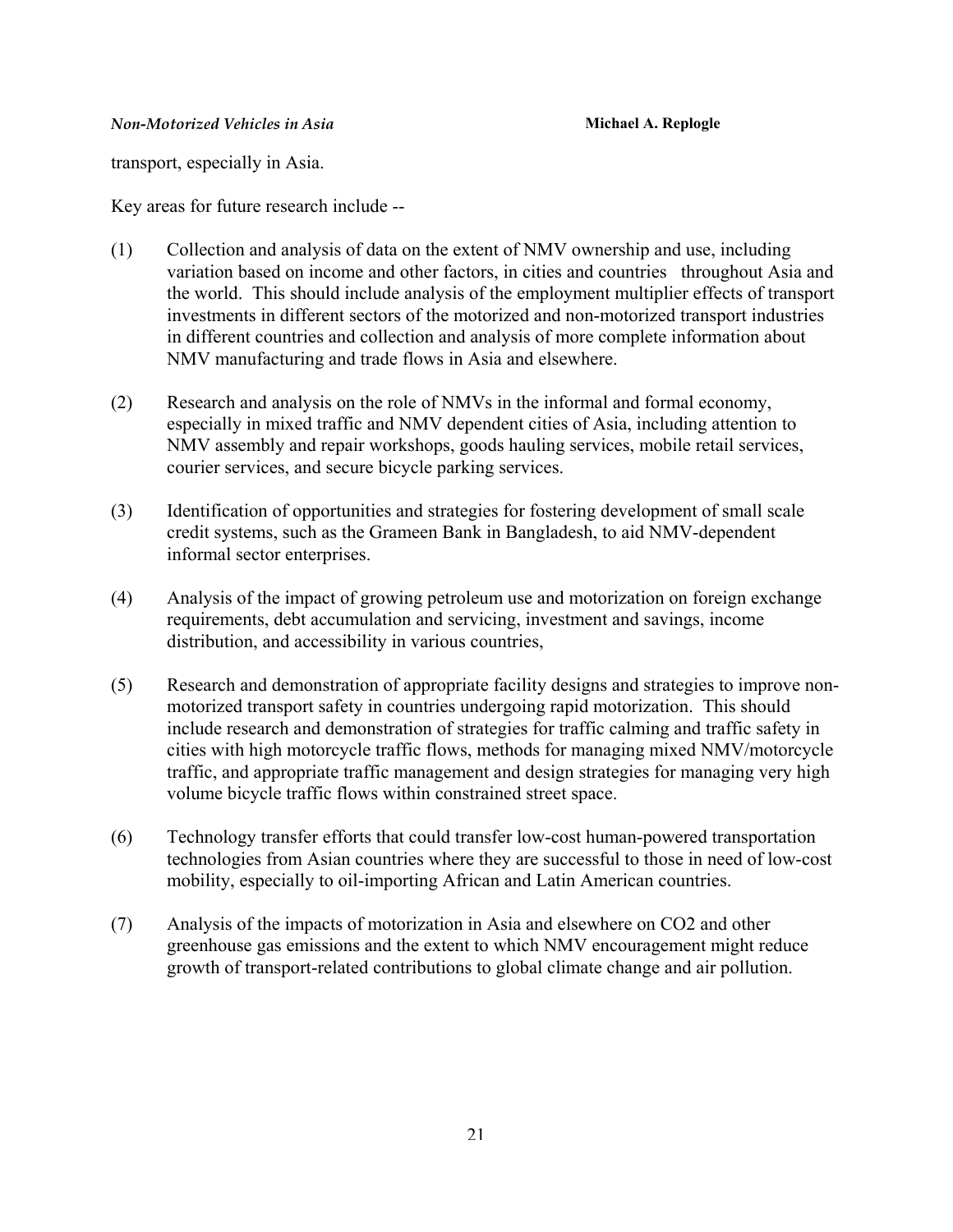transport, especially in Asia.

Key areas for future research include --

(1) Collection and analysis of data on the extent of NMV ownership and use, including variation based on income and other factors, in cities and countries throughout Asia and the world. This should include analysis of the employment multiplier effects of transport investments in different sectors of the motorized and non-motorized transport industries in different countries and collection and analysis of more complete information about NMV manufacturing and trade flows in Asia and elsewhere.

(2) Research and analysis on the role of NMVs in the informal and formal economy, especially in mixed traffic and NMV dependent cities of Asia, including attention to NMV assembly and repair workshops, goods hauling services, mobile retail services, courier services, and secure bicycle parking services.

(3) Identification of opportunities and strategies for fostering development of small scale credit systems, such as the Grameen Bank in Bangladesh, to aid NMV-dependent informal sector enterprises.

(4) Analysis of the impact of growing petroleum use and motorization on foreign exchange requirements, debt accumulation and servicing, investment and savings, income distribution, and accessibility in various countries,

(5) Research and demonstration of appropriate facility designs and strategies to improve non-motorized transport safety in countries undergoing rapid motorization. This should include research and demonstration of strategies for traffic calming and traffic safety in cities with high motorcycle traffic flows, methods for managing mixed NMV/motorcycle traffic, and appropriate traffic management and design strategies for managing very high volume bicycle traffic flows within constrained street space.

(6) Technology transfer efforts that could transfer low-cost human-powered transportation technologies from Asian countries where they are successful to those in need of low-cost mobility, especially to oil-importing African and Latin American countries.

(7) Analysis of the impacts of motorization in Asia and elsewhere on $CO_2$ and other greenhouse gas emissions and the extent to which NMV encouragement might reduce growth of transport-related contributions to global climate change and air pollution.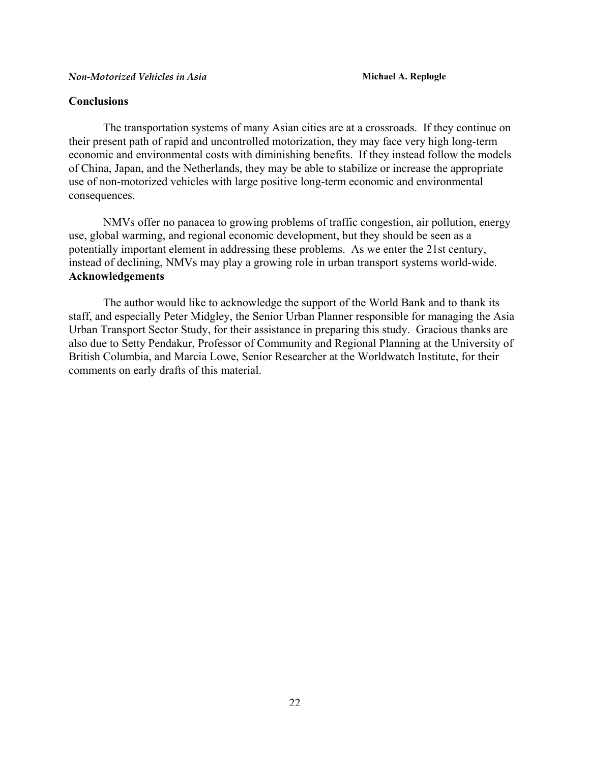## Conclusions

The transportation systems of many Asian cities are at a crossroads. If they continue on their present path of rapid and uncontrolled motorization, they may face very high long-term economic and environmental costs with diminishing benefits. If they instead follow the models of China, Japan, and the Netherlands, they may be able to stabilize or increase the appropriate use of non-motorized vehicles with large positive long-term economic and environmental consequences.

NMVs offer no panacea to growing problems of traffic congestion, air pollution, energy use, global warming, and regional economic development, but they should be seen as a potentially important element in addressing these problems. As we enter the 21st century, instead of declining, NMVs may play a growing role in urban transport systems world-wide.

## Acknowledgements

The author would like to acknowledge the support of the World Bank and to thank its staff, and especially Peter Midgley, the Senior Urban Planner responsible for managing the Asia Urban Transport Sector Study, for their assistance in preparing this study. Gracious thanks are also due to Setty Pendakur, Professor of Community and Regional Planning at the University of British Columbia, and Marcia Lowe, Senior Researcher at the Worldwatch Institute, for their comments on early drafts of this material.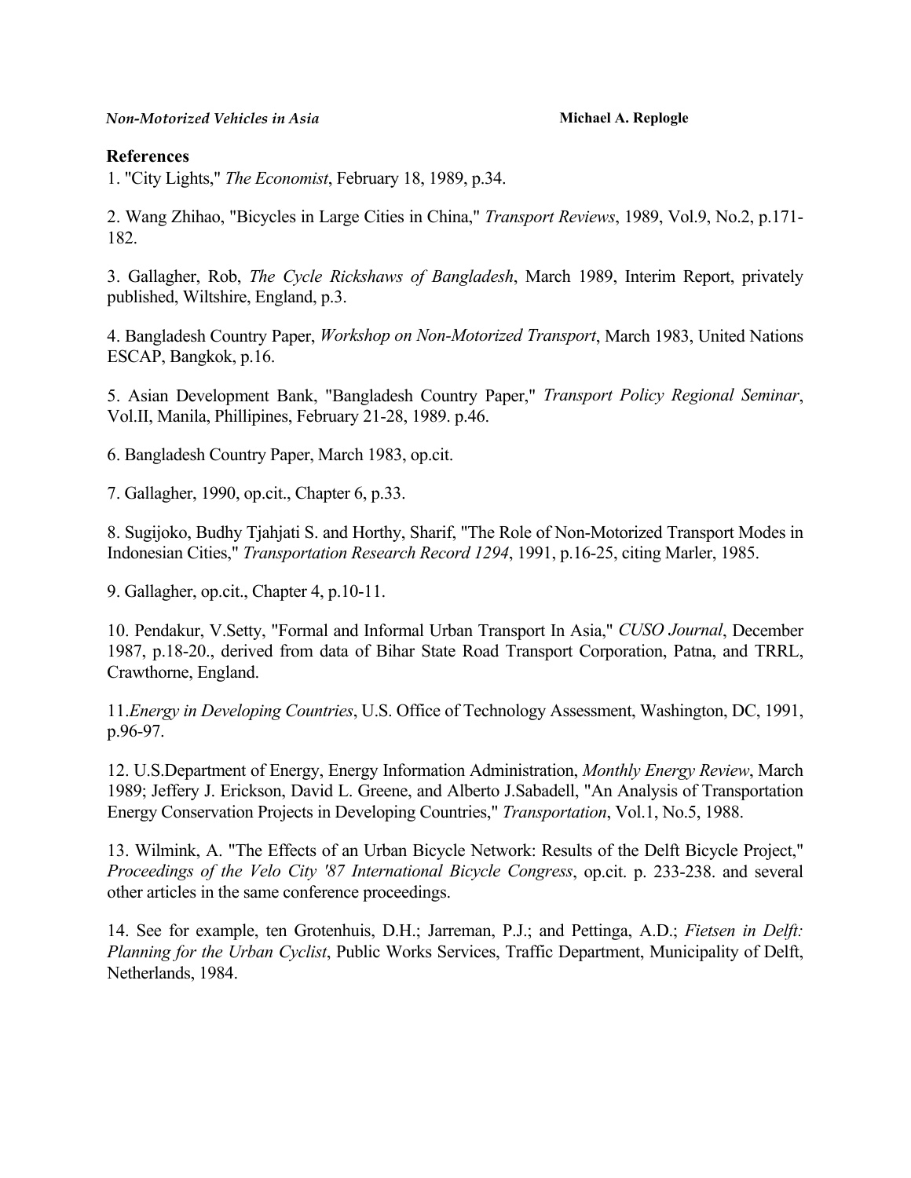## References

1. "City Lights," *The Economist*, February 18, 1989, p.34.

2. Wang Zhihao, "Bicycles in Large Cities in China," *Transport Reviews*, 1989, Vol.9, No.2, p.171-182.

3. Gallagher, Rob, *The Cycle Rickshaws of Bangladesh*, March 1989, Interim Report, privately published, Wiltshire, England, p.3.

4. Bangladesh Country Paper, *Workshop on Non-Motorized Transport*, March 1983, United Nations ESCAP, Bangkok, p.16.

5. Asian Development Bank, "Bangladesh Country Paper," *Transport Policy Regional Seminar*, Vol.II, Manila, Phillipines, February 21-28, 1989. p.46.

6. Bangladesh Country Paper, March 1983, op.cit.

7. Gallagher, 1990, op.cit., Chapter 6, p.33.

8. Sugijoko, Budhy Tjahjati S. and Horthy, Sharif, "The Role of Non-Motorized Transport Modes in Indonesian Cities," *Transportation Research Record 1294*, 1991, p.16-25, citing Marler, 1985.

9. Gallagher, op.cit., Chapter 4, p.10-11.

10. Pendakur, V.Setty, "Formal and Informal Urban Transport In Asia," *CUSO Journal*, December 1987, p.18-20., derived from data of Bihar State Road Transport Corporation, Patna, and TRRL, Crawthorne, England.

11.*Energy in Developing Countries*, U.S. Office of Technology Assessment, Washington, DC, 1991, p.96-97.

12. U.S.Department of Energy, Energy Information Administration, *Monthly Energy Review*, March 1989; Jeffery J. Erickson, David L. Greene, and Alberto J.Sabadell, "An Analysis of Transportation Energy Conservation Projects in Developing Countries," *Transportation*, Vol.1, No.5, 1988.

13. Wilmink, A. "The Effects of an Urban Bicycle Network: Results of the Delft Bicycle Project," *Proceedings of the Velo City '87 International Bicycle Congress*, op.cit. p. 233-238. and several other articles in the same conference proceedings.

14. See for example, ten Grotenhuis, D.H.; Jarreman, P.J.; and Pettinga, A.D.; *Fietsen in Delft: Planning for the Urban Cyclist*, Public Works Services, Traffic Department, Municipality of Delft, Netherlands, 1984.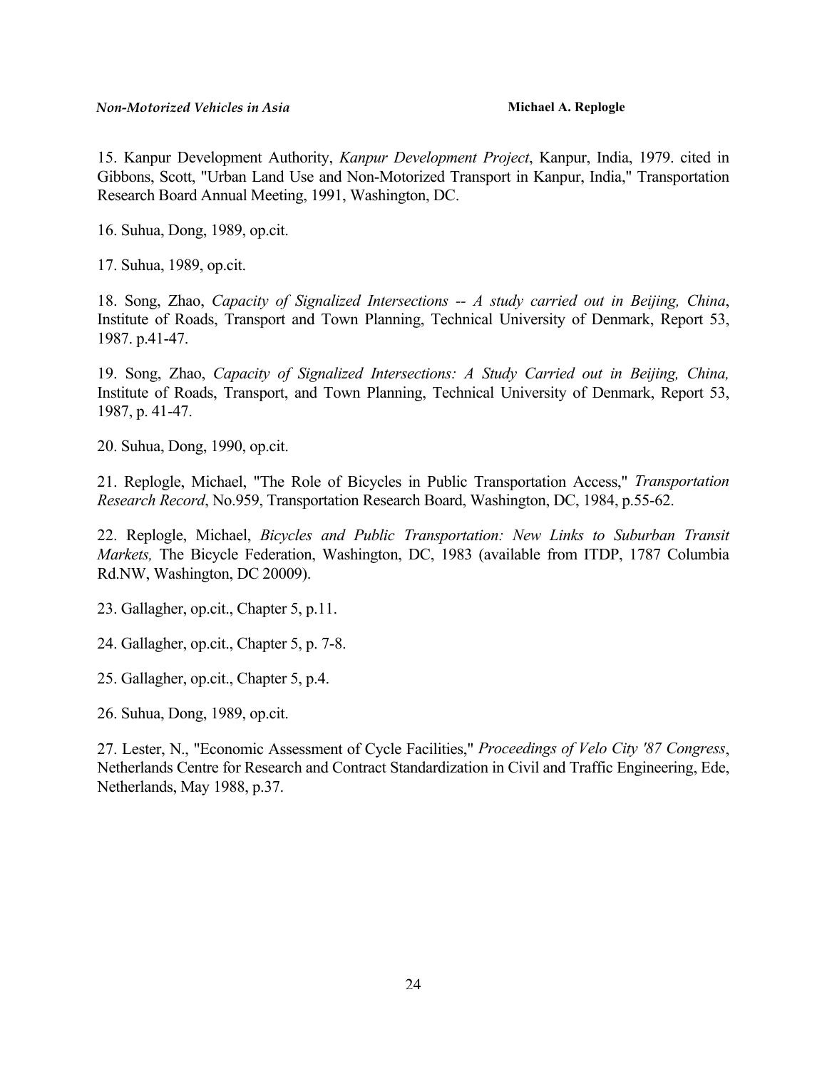15. Kanpur Development Authority, *Kanpur Development Project*, Kanpur, India, 1979. cited in Gibbons, Scott, "Urban Land Use and Non-Motorized Transport in Kanpur, India," Transportation Research Board Annual Meeting, 1991, Washington, DC.

16. Suhua, Dong, 1989, op.cit.

17. Suhua, 1989, op.cit.

18. Song, Zhao, *Capacity of Signalized Intersections -- A study carried out in Beijing, China*, Institute of Roads, Transport and Town Planning, Technical University of Denmark, Report 53, 1987. p.41-47.

19. Song, Zhao, *Capacity of Signalized Intersections: A Study Carried out in Beijing, China,* Institute of Roads, Transport, and Town Planning, Technical University of Denmark, Report 53, 1987, p. 41-47.

20. Suhua, Dong, 1990, op.cit.

21. Replogle, Michael, "The Role of Bicycles in Public Transportation Access," *Transportation Research Record*, No.959, Transportation Research Board, Washington, DC, 1984, p.55-62.

22. Replogle, Michael, *Bicycles and Public Transportation: New Links to Suburban Transit Markets,* The Bicycle Federation, Washington, DC, 1983 (available from ITDP, 1787 Columbia Rd.NW, Washington, DC 20009).

23. Gallagher, op.cit., Chapter 5, p.11.

24. Gallagher, op.cit., Chapter 5, p. 7-8.

25. Gallagher, op.cit., Chapter 5, p.4.

26. Suhua, Dong, 1989, op.cit.

27. Lester, N., "Economic Assessment of Cycle Facilities," *Proceedings of Velo City '87 Congress*, Netherlands Centre for Research and Contract Standardization in Civil and Traffic Engineering, Ede, Netherlands, May 1988, p.37.